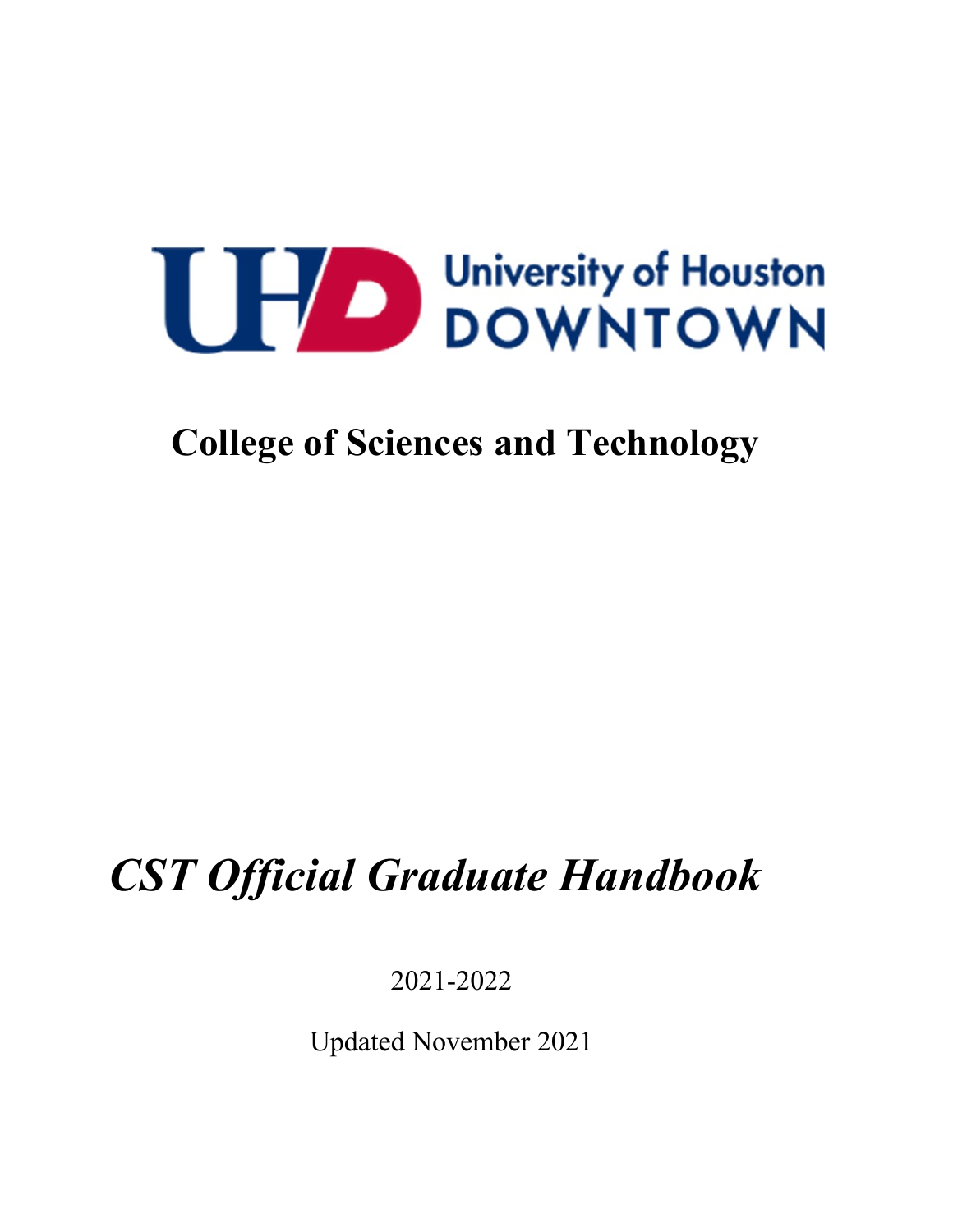University of Houston DOWNTOWN

# College of Sciences and Technology

# *CST Official Graduate Handbook*

2021-2022

Updated November 2021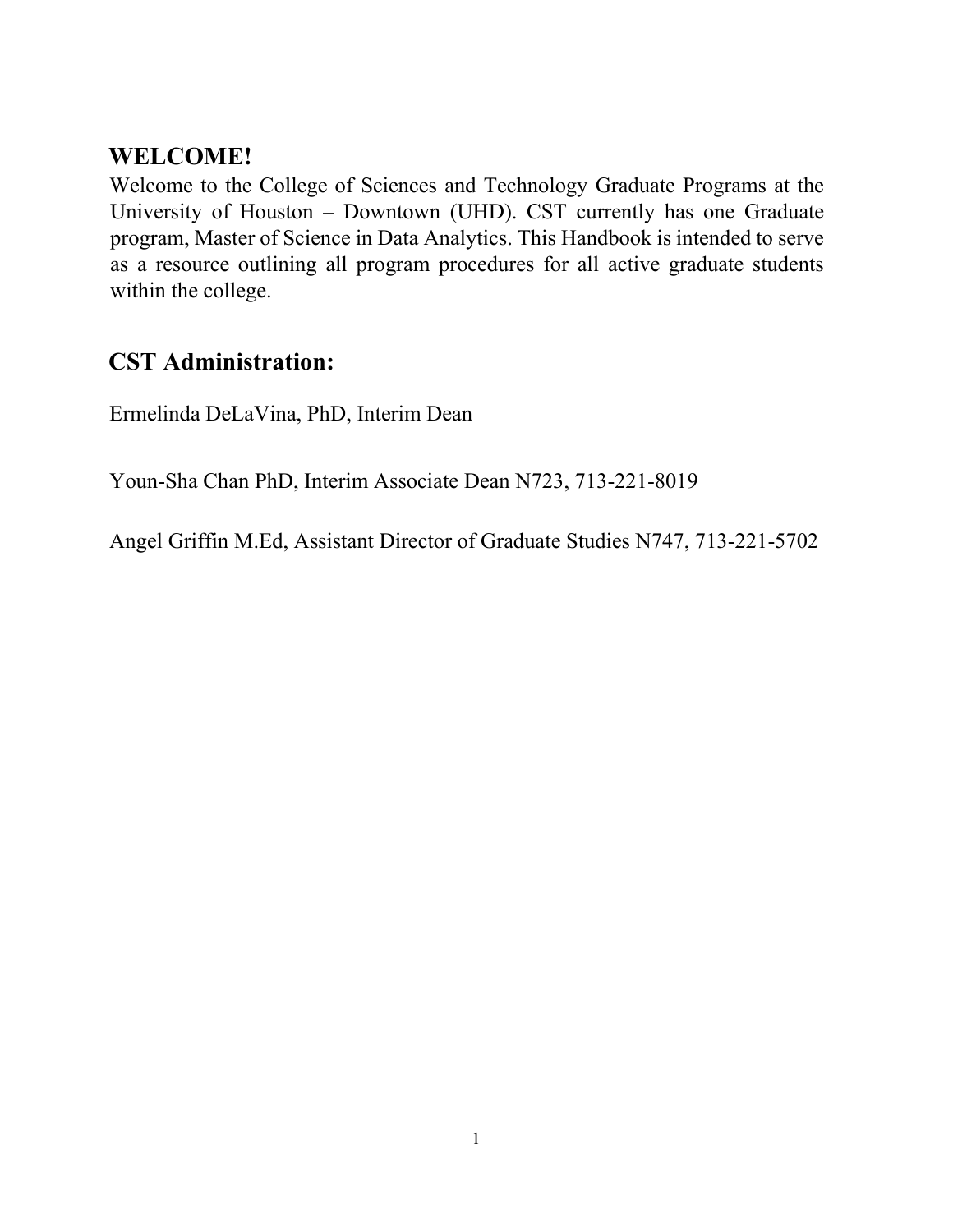## WELCOME!

Welcome to the College of Sciences and Technology Graduate Programs at the University of Houston – Downtown (UHD). CST currently has one Graduate program, Master of Science in Data Analytics. This Handbook is intended to serve as a resource outlining all program procedures for all active graduate students within the college.

## CST Administration:

Ermelinda DeLaVina, PhD, Interim Dean

Youn-Sha Chan PhD, Interim Associate Dean N723, 713-221-8019

Angel Griffin M.Ed, Assistant Director of Graduate Studies N747, 713-221-5702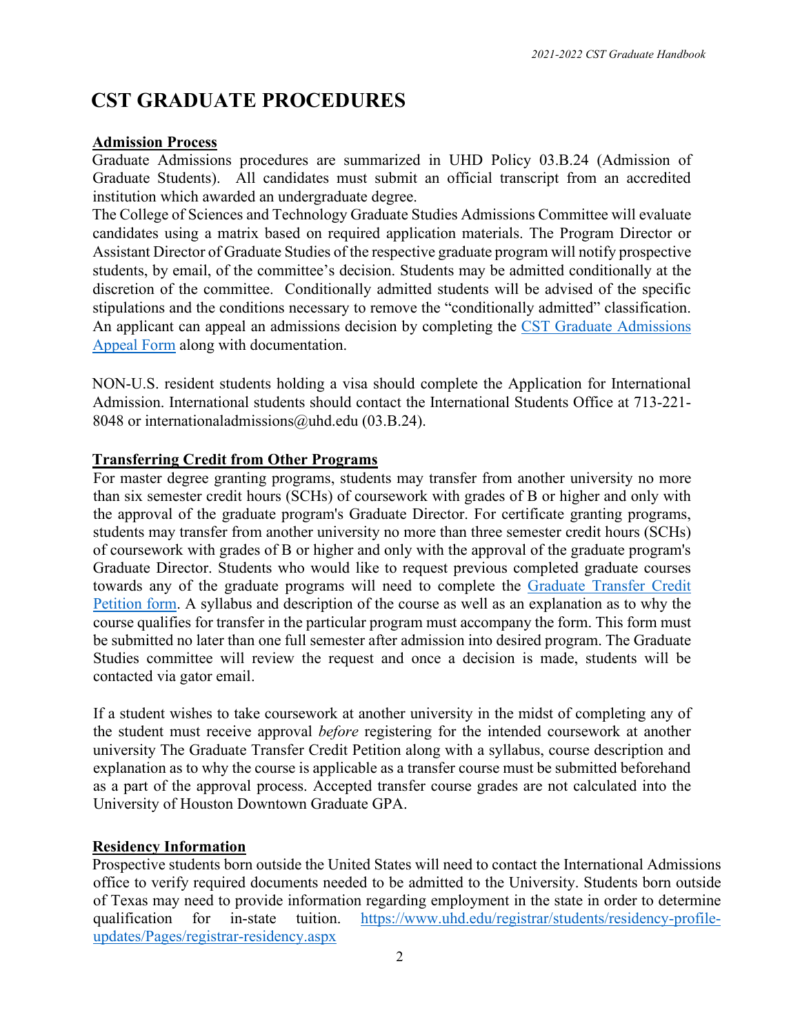# CST GRADUATE PROCEDURES

**Admission Process**

Graduate Admissions procedures are summarized in UHD Policy 03.B.24 (Admission of Graduate Students). All candidates must submit an official transcript from an accredited institution which awarded an undergraduate degree.

The College of Sciences and Technology Graduate Studies Admissions Committee will evaluate candidates using a matrix based on required application materials. The Program Director or Assistant Director of Graduate Studies of the respective graduate program will notify prospective students, by email, of the committee's decision. Students may be admitted conditionally at the discretion of the committee. Conditionally admitted students will be advised of the specific stipulations and the conditions necessary to remove the "conditionally admitted" classification. An applicant can appeal an admissions decision by completing the [CST Graduate Admissions Appeal Form]() along with documentation.

NON-U.S. resident students holding a visa should complete the Application for International Admission. International students should contact the International Students Office at 713-221-8048 or internationaladmissions@uhd.edu (03.B.24).

**Transferring Credit from Other Programs**

For master degree granting programs, students may transfer from another university no more than six semester credit hours (SCHs) of coursework with grades of B or higher and only with the approval of the graduate program's Graduate Director. For certificate granting programs, students may transfer from another university no more than three semester credit hours (SCHs) of coursework with grades of B or higher and only with the approval of the graduate program's Graduate Director. Students who would like to request previous completed graduate courses towards any of the graduate programs will need to complete the [Graduate Transfer Credit Petition form](). A syllabus and description of the course as well as an explanation as to why the course qualifies for transfer in the particular program must accompany the form. This form must be submitted no later than one full semester after admission into desired program. The Graduate Studies committee will review the request and once a decision is made, students will be contacted via gator email.

If a student wishes to take coursework at another university in the midst of completing any of the student must receive approval *before* registering for the intended coursework at another university The Graduate Transfer Credit Petition along with a syllabus, course description and explanation as to why the course is applicable as a transfer course must be submitted beforehand as a part of the approval process. Accepted transfer course grades are not calculated into the University of Houston Downtown Graduate GPA.

**Residency Information**

Prospective students born outside the United States will need to contact the International Admissions office to verify required documents needed to be admitted to the University. Students born outside of Texas may need to provide information regarding employment in the state in order to determine qualification for in-state tuition. https://www.uhd.edu/registrar/students/residency-profile-updates/Pages/registrar-residency.aspx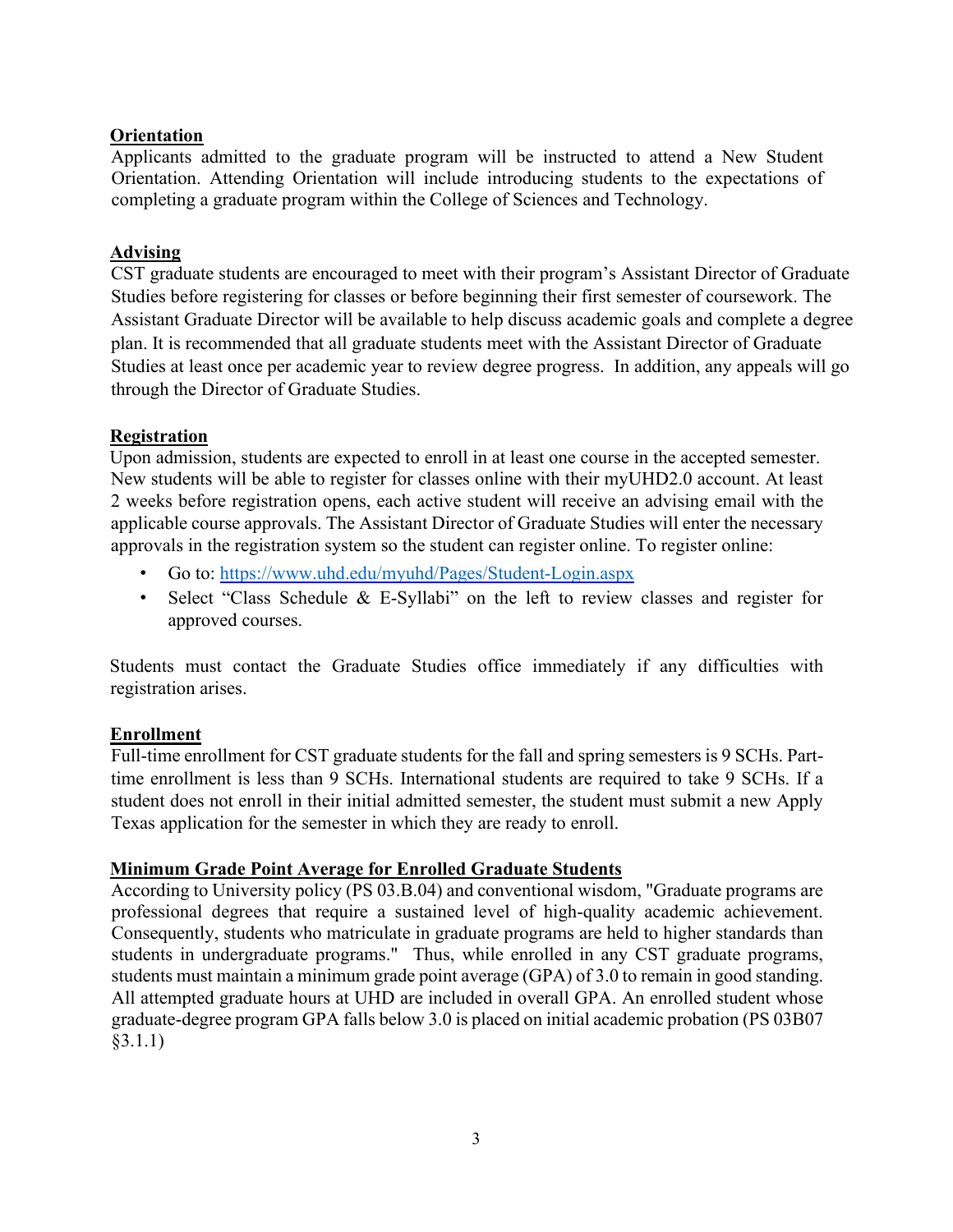## Orientation

Applicants admitted to the graduate program will be instructed to attend a New Student Orientation. Attending Orientation will include introducing students to the expectations of completing a graduate program within the College of Sciences and Technology.

## Advising

CST graduate students are encouraged to meet with their program's Assistant Director of Graduate Studies before registering for classes or before beginning their first semester of coursework. The Assistant Graduate Director will be available to help discuss academic goals and complete a degree plan. It is recommended that all graduate students meet with the Assistant Director of Graduate Studies at least once per academic year to review degree progress. In addition, any appeals will go through the Director of Graduate Studies.

## Registration

Upon admission, students are expected to enroll in at least one course in the accepted semester. New students will be able to register for classes online with their myUHD2.0 account. At least 2 weeks before registration opens, each active student will receive an advising email with the applicable course approvals. The Assistant Director of Graduate Studies will enter the necessary approvals in the registration system so the student can register online. To register online:

- Go to: [https://www.uhd.edu/myuhd/Pages/Student-Login.aspx](https://www.uhd.edu/myuhd/Pages/Student-Login.aspx)
- Select "Class Schedule & E-Syllabi" on the left to review classes and register for approved courses.

Students must contact the Graduate Studies office immediately if any difficulties with registration arises.

## Enrollment

Full-time enrollment for CST graduate students for the fall and spring semesters is 9 SCHs. Part-time enrollment is less than 9 SCHs. International students are required to take 9 SCHs. If a student does not enroll in their initial admitted semester, the student must submit a new Apply Texas application for the semester in which they are ready to enroll.

## Minimum Grade Point Average for Enrolled Graduate Students

According to University policy (PS 03.B.04) and conventional wisdom, "Graduate programs are professional degrees that require a sustained level of high-quality academic achievement. Consequently, students who matriculate in graduate programs are held to higher standards than students in undergraduate programs." Thus, while enrolled in any CST graduate programs, students must maintain a minimum grade point average (GPA) of 3.0 to remain in good standing. All attempted graduate hours at UHD are included in overall GPA. An enrolled student whose graduate-degree program GPA falls below 3.0 is placed on initial academic probation (PS 03B07 §3.1.1)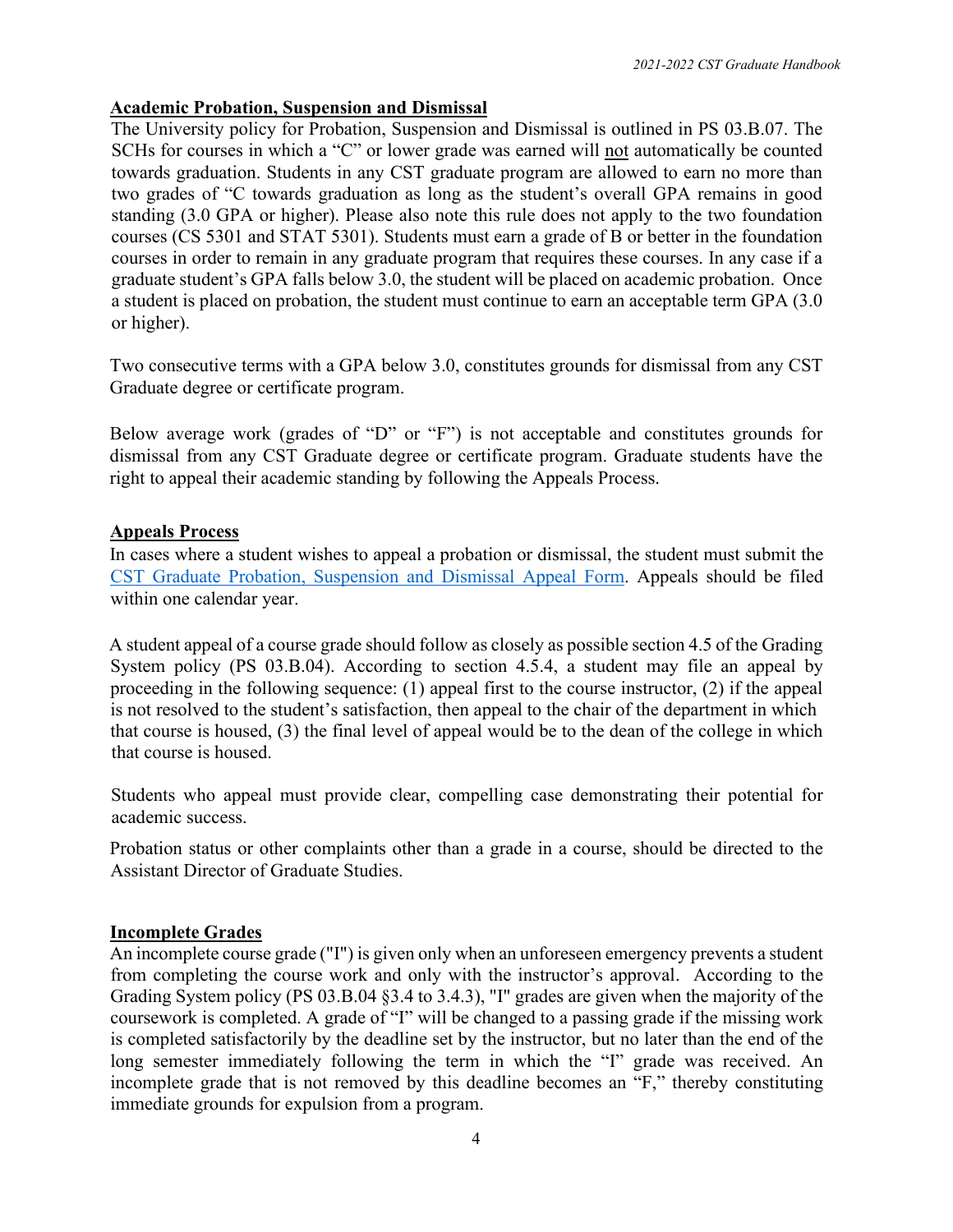## Academic Probation, Suspension and Dismissal

The University policy for Probation, Suspension and Dismissal is outlined in PS 03.B.07. The SCHs for courses in which a "C" or lower grade was earned will not automatically be counted towards graduation. Students in any CST graduate program are allowed to earn no more than two grades of "C towards graduation as long as the student's overall GPA remains in good standing (3.0 GPA or higher). Please also note this rule does not apply to the two foundation courses (CS 5301 and STAT 5301). Students must earn a grade of B or better in the foundation courses in order to remain in any graduate program that requires these courses. In any case if a graduate student's GPA falls below 3.0, the student will be placed on academic probation. Once a student is placed on probation, the student must continue to earn an acceptable term GPA (3.0 or higher).

Two consecutive terms with a GPA below 3.0, constitutes grounds for dismissal from any CST Graduate degree or certificate program.

Below average work (grades of "D" or "F") is not acceptable and constitutes grounds for dismissal from any CST Graduate degree or certificate program. Graduate students have the right to appeal their academic standing by following the Appeals Process.

## Appeals Process

In cases where a student wishes to appeal a probation or dismissal, the student must submit the CST Graduate Probation, Suspension and Dismissal Appeal Form. Appeals should be filed within one calendar year.

A student appeal of a course grade should follow as closely as possible section 4.5 of the Grading System policy (PS 03.B.04). According to section 4.5.4, a student may file an appeal by proceeding in the following sequence: (1) appeal first to the course instructor, (2) if the appeal is not resolved to the student's satisfaction, then appeal to the chair of the department in which that course is housed, (3) the final level of appeal would be to the dean of the college in which that course is housed.

Students who appeal must provide clear, compelling case demonstrating their potential for academic success.

Probation status or other complaints other than a grade in a course, should be directed to the Assistant Director of Graduate Studies.

## Incomplete Grades

An incomplete course grade ("I") is given only when an unforeseen emergency prevents a student from completing the course work and only with the instructor's approval. According to the Grading System policy (PS 03.B.04 §3.4 to 3.4.3), "I" grades are given when the majority of the coursework is completed. A grade of "I" will be changed to a passing grade if the missing work is completed satisfactorily by the deadline set by the instructor, but no later than the end of the long semester immediately following the term in which the "I" grade was received. An incomplete grade that is not removed by this deadline becomes an "F," thereby constituting immediate grounds for expulsion from a program.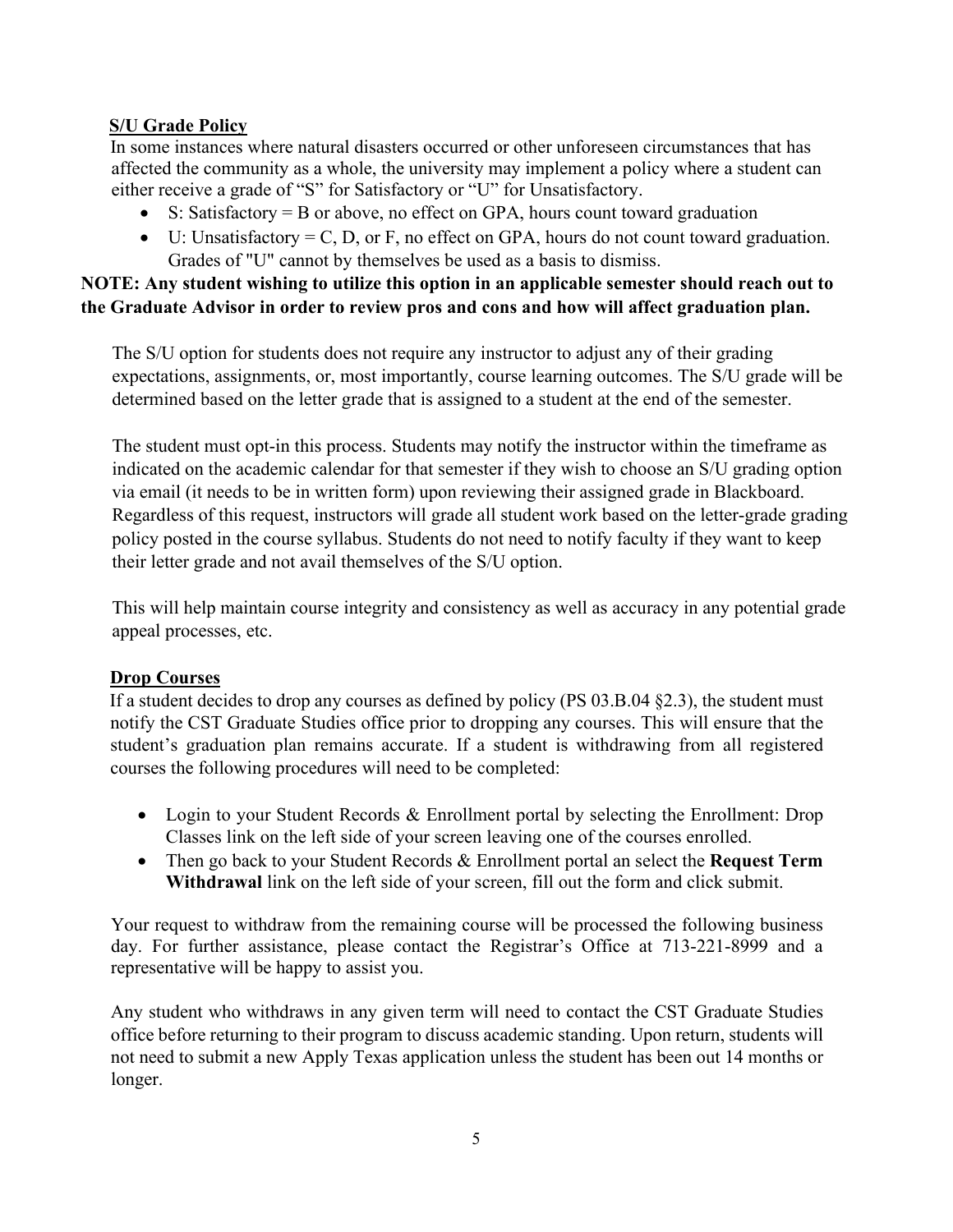**S/U Grade Policy**

In some instances where natural disasters occurred or other unforeseen circumstances that has affected the community as a whole, the university may implement a policy where a student can either receive a grade of "S" for Satisfactory or "U" for Unsatisfactory.

- S: Satisfactory = B or above, no effect on GPA, hours count toward graduation
- U: Unsatisfactory = C, D, or F, no effect on GPA, hours do not count toward graduation. Grades of "U" cannot by themselves be used as a basis to dismiss.

**NOTE: Any student wishing to utilize this option in an applicable semester should reach out to the Graduate Advisor in order to review pros and cons and how will affect graduation plan.**

The S/U option for students does not require any instructor to adjust any of their grading expectations, assignments, or, most importantly, course learning outcomes. The S/U grade will be determined based on the letter grade that is assigned to a student at the end of the semester.

The student must opt-in this process. Students may notify the instructor within the timeframe as indicated on the academic calendar for that semester if they wish to choose an S/U grading option via email (it needs to be in written form) upon reviewing their assigned grade in Blackboard. Regardless of this request, instructors will grade all student work based on the letter-grade grading policy posted in the course syllabus. Students do not need to notify faculty if they want to keep their letter grade and not avail themselves of the S/U option.

This will help maintain course integrity and consistency as well as accuracy in any potential grade appeal processes, etc.

**Drop Courses**

If a student decides to drop any courses as defined by policy (PS 03.B.04 §2.3), the student must notify the CST Graduate Studies office prior to dropping any courses. This will ensure that the student's graduation plan remains accurate. If a student is withdrawing from all registered courses the following procedures will need to be completed:

- Login to your Student Records & Enrollment portal by selecting the Enrollment: Drop Classes link on the left side of your screen leaving one of the courses enrolled.
- Then go back to your Student Records & Enrollment portal an select the **Request Term Withdrawal** link on the left side of your screen, fill out the form and click submit.

Your request to withdraw from the remaining course will be processed the following business day. For further assistance, please contact the Registrar's Office at 713-221-8999 and a representative will be happy to assist you.

Any student who withdraws in any given term will need to contact the CST Graduate Studies office before returning to their program to discuss academic standing. Upon return, students will not need to submit a new Apply Texas application unless the student has been out 14 months or longer.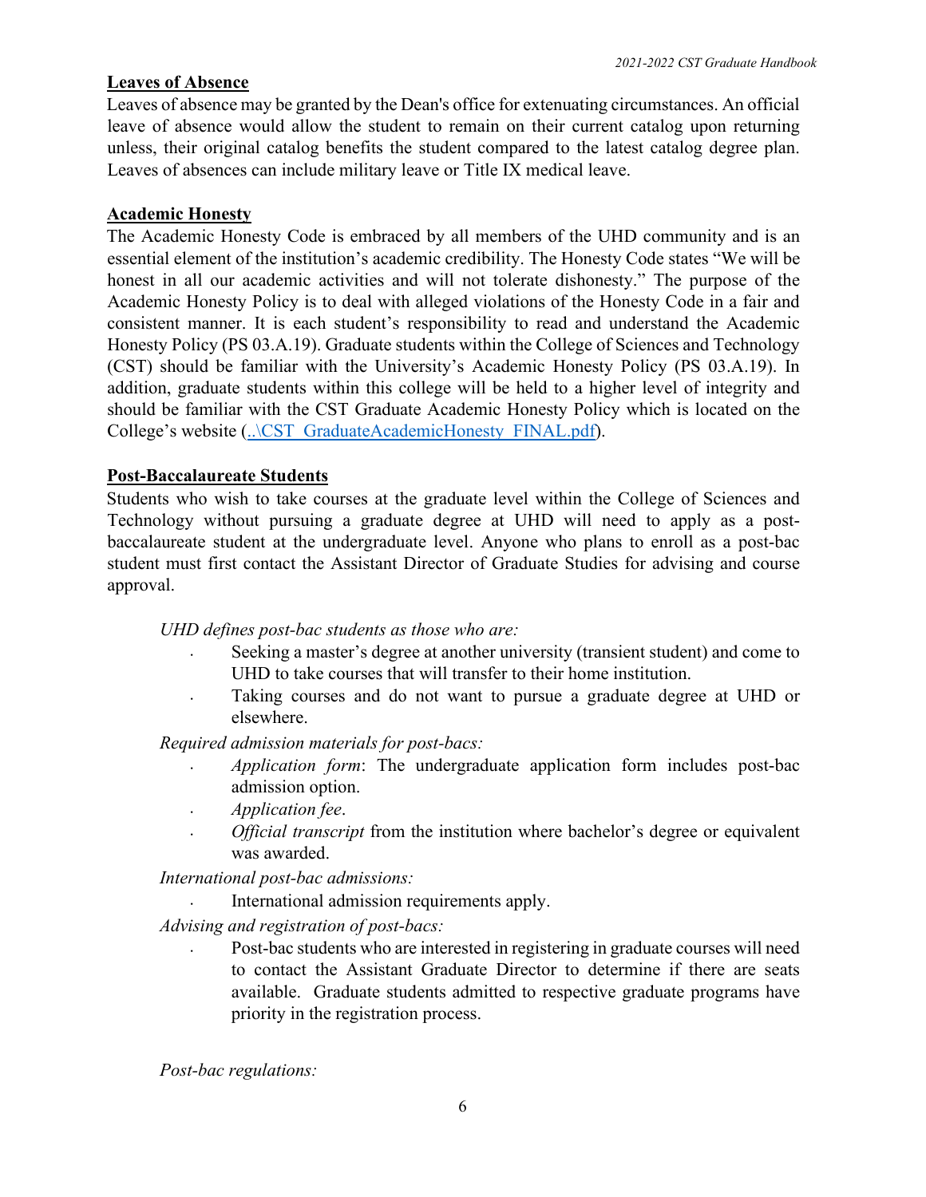## Leaves of Absence

Leaves of absence may be granted by the Dean's office for extenuating circumstances. An official leave of absence would allow the student to remain on their current catalog upon returning unless, their original catalog benefits the student compared to the latest catalog degree plan. Leaves of absences can include military leave or Title IX medical leave.

## Academic Honesty

The Academic Honesty Code is embraced by all members of the UHD community and is an essential element of the institution's academic credibility. The Honesty Code states "We will be honest in all our academic activities and will not tolerate dishonesty." The purpose of the Academic Honesty Policy is to deal with alleged violations of the Honesty Code in a fair and consistent manner. It is each student's responsibility to read and understand the Academic Honesty Policy (PS 03.A.19). Graduate students within the College of Sciences and Technology (CST) should be familiar with the University's Academic Honesty Policy (PS 03.A.19). In addition, graduate students within this college will be held to a higher level of integrity and should be familiar with the CST Graduate Academic Honesty Policy which is located on the College's website (..\CST_GraduateAcademicHonesty_FINAL.pdf).

## Post-Baccalaureate Students

Students who wish to take courses at the graduate level within the College of Sciences and Technology without pursuing a graduate degree at UHD will need to apply as a post-baccalaureate student at the undergraduate level. Anyone who plans to enroll as a post-bac student must first contact the Assistant Director of Graduate Studies for advising and course approval.

*UHD defines post-bac students as those who are:*

- Seeking a master's degree at another university (transient student) and come to UHD to take courses that will transfer to their home institution.
- Taking courses and do not want to pursue a graduate degree at UHD or elsewhere.

*Required admission materials for post-bacs:*

- *Application form*: The undergraduate application form includes post-bac admission option.
- *Application fee*.
- *Official transcript* from the institution where bachelor's degree or equivalent was awarded.

*International post-bac admissions:*

- International admission requirements apply.

*Advising and registration of post-bacs:*

- Post-bac students who are interested in registering in graduate courses will need to contact the Assistant Graduate Director to determine if there are seats available. Graduate students admitted to respective graduate programs have priority in the registration process.

*Post-bac regulations:*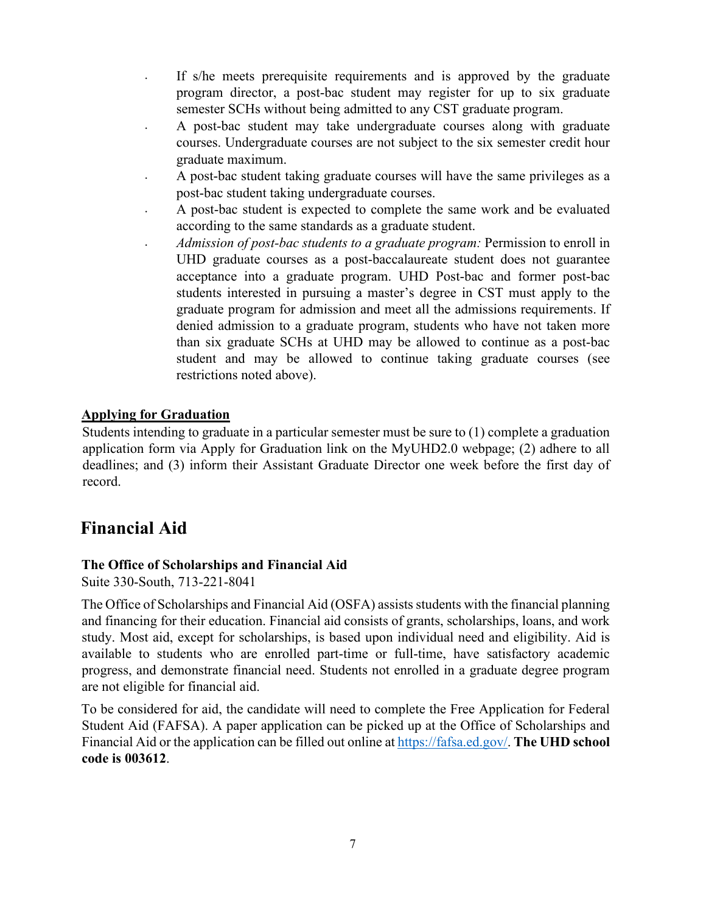- If s/he meets prerequisite requirements and is approved by the graduate program director, a post-bac student may register for up to six graduate semester SCHs without being admitted to any CST graduate program.
- A post-bac student may take undergraduate courses along with graduate courses. Undergraduate courses are not subject to the six semester credit hour graduate maximum.
- A post-bac student taking graduate courses will have the same privileges as a post-bac student taking undergraduate courses.
- A post-bac student is expected to complete the same work and be evaluated according to the same standards as a graduate student.
- *Admission of post-bac students to a graduate program:* Permission to enroll in UHD graduate courses as a post-baccalaureate student does not guarantee acceptance into a graduate program. UHD Post-bac and former post-bac students interested in pursuing a master's degree in CST must apply to the graduate program for admission and meet all the admissions requirements. If denied admission to a graduate program, students who have not taken more than six graduate SCHs at UHD may be allowed to continue as a post-bac student and may be allowed to continue taking graduate courses (see restrictions noted above).

**Applying for Graduation**

Students intending to graduate in a particular semester must be sure to (1) complete a graduation application form via Apply for Graduation link on the MyUHD2.0 webpage; (2) adhere to all deadlines; and (3) inform their Assistant Graduate Director one week before the first day of record.

## Financial Aid

**The Office of Scholarships and Financial Aid**

Suite 330-South, 713-221-8041

The Office of Scholarships and Financial Aid (OSFA) assists students with the financial planning and financing for their education. Financial aid consists of grants, scholarships, loans, and work study. Most aid, except for scholarships, is based upon individual need and eligibility. Aid is available to students who are enrolled part-time or full-time, have satisfactory academic progress, and demonstrate financial need. Students not enrolled in a graduate degree program are not eligible for financial aid.

To be considered for aid, the candidate will need to complete the Free Application for Federal Student Aid (FAFSA). A paper application can be picked up at the Office of Scholarships and Financial Aid or the application can be filled out online at [https://fafsa.ed.gov/](https://fafsa.ed.gov/). **The UHD school code is 003612**.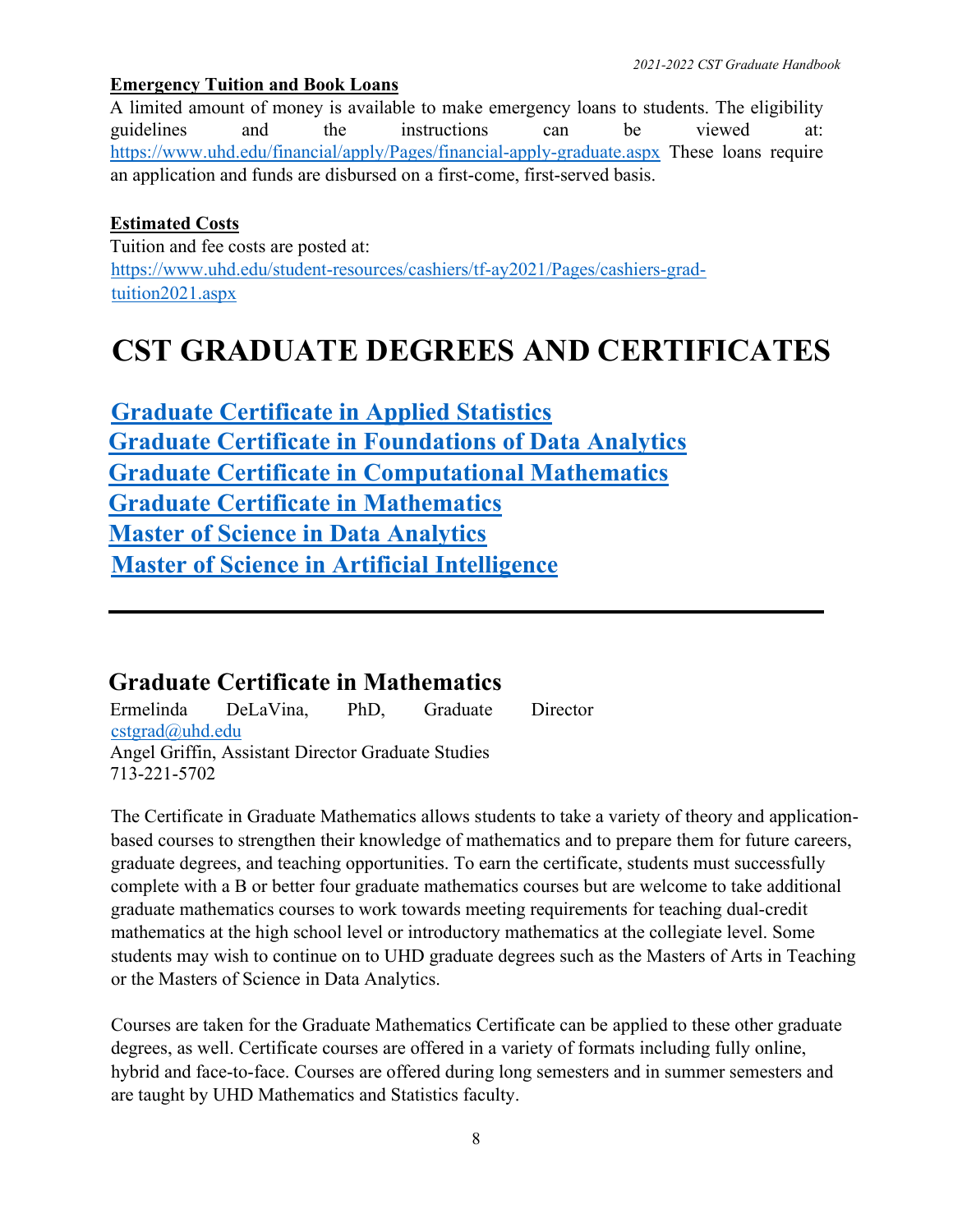**Emergency Tuition and Book Loans**

A limited amount of money is available to make emergency loans to students. The eligibility guidelines and the instructions can be viewed at: https://www.uhd.edu/financial/apply/Pages/financial-apply-graduate.aspx These loans require an application and funds are disbursed on a first-come, first-served basis.

**Estimated Costs**

Tuition and fee costs are posted at: https://www.uhd.edu/student-resources/cashiers/tf-ay2021/Pages/cashiers-grad-tuition2021.aspx

# CST GRADUATE DEGREES AND CERTIFICATES

**Graduate Certificate in Applied Statistics**
**Graduate Certificate in Foundations of Data Analytics**
**Graduate Certificate in Computational Mathematics**
**Graduate Certificate in Mathematics**
**Master of Science in Data Analytics**
**Master of Science in Artificial Intelligence**

---

## Graduate Certificate in Mathematics

Ermelinda DeLaVina, PhD, Graduate Director
cstgrad@uhd.edu
Angel Griffin, Assistant Director Graduate Studies
713-221-5702

The Certificate in Graduate Mathematics allows students to take a variety of theory and application-based courses to strengthen their knowledge of mathematics and to prepare them for future careers, graduate degrees, and teaching opportunities. To earn the certificate, students must successfully complete with a B or better four graduate mathematics courses but are welcome to take additional graduate mathematics courses to work towards meeting requirements for teaching dual-credit mathematics at the high school level or introductory mathematics at the collegiate level. Some students may wish to continue on to UHD graduate degrees such as the Masters of Arts in Teaching or the Masters of Science in Data Analytics.

Courses are taken for the Graduate Mathematics Certificate can be applied to these other graduate degrees, as well. Certificate courses are offered in a variety of formats including fully online, hybrid and face-to-face. Courses are offered during long semesters and in summer semesters and are taught by UHD Mathematics and Statistics faculty.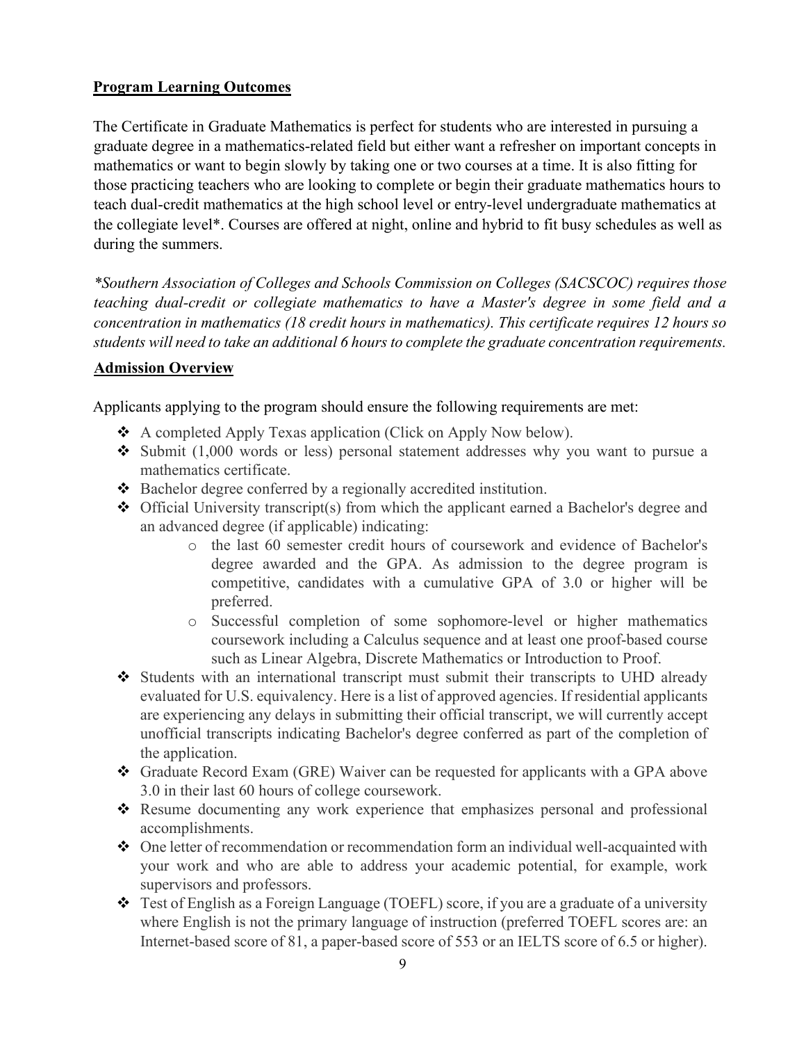**Program Learning Outcomes**

The Certificate in Graduate Mathematics is perfect for students who are interested in pursuing a graduate degree in a mathematics-related field but either want a refresher on important concepts in mathematics or want to begin slowly by taking one or two courses at a time. It is also fitting for those practicing teachers who are looking to complete or begin their graduate mathematics hours to teach dual-credit mathematics at the high school level or entry-level undergraduate mathematics at the collegiate level*. Courses are offered at night, online and hybrid to fit busy schedules as well as during the summers.

*\*Southern Association of Colleges and Schools Commission on Colleges (SACSCOC) requires those teaching dual-credit or collegiate mathematics to have a Master's degree in some field and a concentration in mathematics (18 credit hours in mathematics). This certificate requires 12 hours so students will need to take an additional 6 hours to complete the graduate concentration requirements.*

**Admission Overview**

Applicants applying to the program should ensure the following requirements are met:

- A completed Apply Texas application (Click on Apply Now below).
- Submit (1,000 words or less) personal statement addresses why you want to pursue a mathematics certificate.
- Bachelor degree conferred by a regionally accredited institution.
- Official University transcript(s) from which the applicant earned a Bachelor's degree and an advanced degree (if applicable) indicating:
  - the last 60 semester credit hours of coursework and evidence of Bachelor's degree awarded and the GPA. As admission to the degree program is competitive, candidates with a cumulative GPA of 3.0 or higher will be preferred.
  - Successful completion of some sophomore-level or higher mathematics coursework including a Calculus sequence and at least one proof-based course such as Linear Algebra, Discrete Mathematics or Introduction to Proof.
- Students with an international transcript must submit their transcripts to UHD already evaluated for U.S. equivalency. Here is a list of approved agencies. If residential applicants are experiencing any delays in submitting their official transcript, we will currently accept unofficial transcripts indicating Bachelor's degree conferred as part of the completion of the application.
- Graduate Record Exam (GRE) Waiver can be requested for applicants with a GPA above 3.0 in their last 60 hours of college coursework.
- Resume documenting any work experience that emphasizes personal and professional accomplishments.
- One letter of recommendation or recommendation form an individual well-acquainted with your work and who are able to address your academic potential, for example, work supervisors and professors.
- Test of English as a Foreign Language (TOEFL) score, if you are a graduate of a university where English is not the primary language of instruction (preferred TOEFL scores are: an Internet-based score of 81, a paper-based score of 553 or an IELTS score of 6.5 or higher).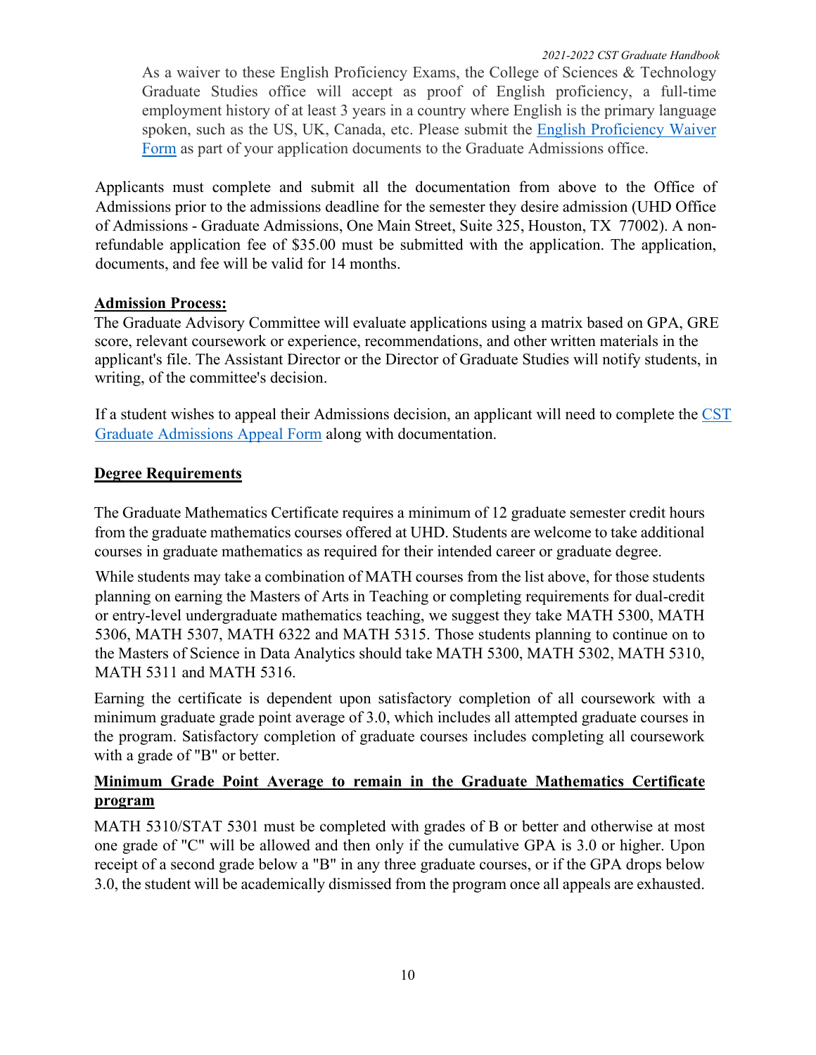As a waiver to these English Proficiency Exams, the College of Sciences & Technology Graduate Studies office will accept as proof of English proficiency, a full-time employment history of at least 3 years in a country where English is the primary language spoken, such as the US, UK, Canada, etc. Please submit the English Proficiency Waiver Form as part of your application documents to the Graduate Admissions office.

Applicants must complete and submit all the documentation from above to the Office of Admissions prior to the admissions deadline for the semester they desire admission (UHD Office of Admissions - Graduate Admissions, One Main Street, Suite 325, Houston, TX 77002). A non-refundable application fee of $35.00 must be submitted with the application. The application, documents, and fee will be valid for 14 months.

**Admission Process:**

The Graduate Advisory Committee will evaluate applications using a matrix based on GPA, GRE score, relevant coursework or experience, recommendations, and other written materials in the applicant's file. The Assistant Director or the Director of Graduate Studies will notify students, in writing, of the committee's decision.

If a student wishes to appeal their Admissions decision, an applicant will need to complete the CST Graduate Admissions Appeal Form along with documentation.

**Degree Requirements**

The Graduate Mathematics Certificate requires a minimum of 12 graduate semester credit hours from the graduate mathematics courses offered at UHD. Students are welcome to take additional courses in graduate mathematics as required for their intended career or graduate degree.

While students may take a combination of MATH courses from the list above, for those students planning on earning the Masters of Arts in Teaching or completing requirements for dual-credit or entry-level undergraduate mathematics teaching, we suggest they take MATH 5300, MATH 5306, MATH 5307, MATH 6322 and MATH 5315. Those students planning to continue on to the Masters of Science in Data Analytics should take MATH 5300, MATH 5302, MATH 5310, MATH 5311 and MATH 5316.

Earning the certificate is dependent upon satisfactory completion of all coursework with a minimum graduate grade point average of 3.0, which includes all attempted graduate courses in the program. Satisfactory completion of graduate courses includes completing all coursework with a grade of "B" or better.

**Minimum Grade Point Average to remain in the Graduate Mathematics Certificate program**

MATH 5310/STAT 5301 must be completed with grades of B or better and otherwise at most one grade of "C" will be allowed and then only if the cumulative GPA is 3.0 or higher. Upon receipt of a second grade below a "B" in any three graduate courses, or if the GPA drops below 3.0, the student will be academically dismissed from the program once all appeals are exhausted.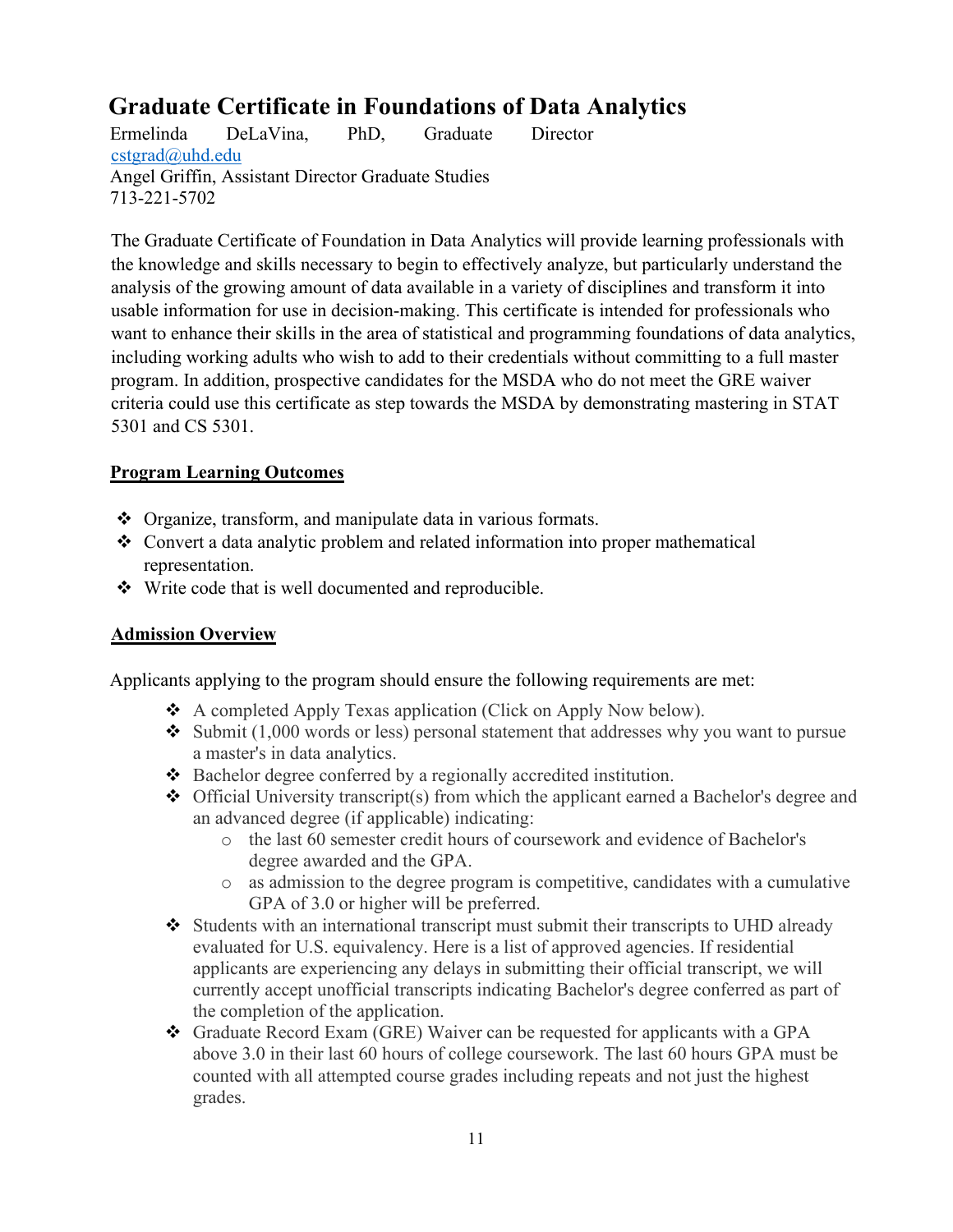# Graduate Certificate in Foundations of Data Analytics

Ermelinda DeLaVina, PhD, Graduate Director
cstgrad@uhd.edu
Angel Griffin, Assistant Director Graduate Studies
713-221-5702

The Graduate Certificate of Foundation in Data Analytics will provide learning professionals with the knowledge and skills necessary to begin to effectively analyze, but particularly understand the analysis of the growing amount of data available in a variety of disciplines and transform it into usable information for use in decision-making. This certificate is intended for professionals who want to enhance their skills in the area of statistical and programming foundations of data analytics, including working adults who wish to add to their credentials without committing to a full master program. In addition, prospective candidates for the MSDA who do not meet the GRE waiver criteria could use this certificate as step towards the MSDA by demonstrating mastering in STAT 5301 and CS 5301.

## Program Learning Outcomes

- Organize, transform, and manipulate data in various formats.
- Convert a data analytic problem and related information into proper mathematical representation.
- Write code that is well documented and reproducible.

## Admission Overview

Applicants applying to the program should ensure the following requirements are met:

- A completed Apply Texas application (Click on Apply Now below).
- Submit (1,000 words or less) personal statement that addresses why you want to pursue a master's in data analytics.
- Bachelor degree conferred by a regionally accredited institution.
- Official University transcript(s) from which the applicant earned a Bachelor's degree and an advanced degree (if applicable) indicating:
  - the last 60 semester credit hours of coursework and evidence of Bachelor's degree awarded and the GPA.
  - as admission to the degree program is competitive, candidates with a cumulative GPA of 3.0 or higher will be preferred.
- Students with an international transcript must submit their transcripts to UHD already evaluated for U.S. equivalency. Here is a list of approved agencies. If residential applicants are experiencing any delays in submitting their official transcript, we will currently accept unofficial transcripts indicating Bachelor's degree conferred as part of the completion of the application.
- Graduate Record Exam (GRE) Waiver can be requested for applicants with a GPA above 3.0 in their last 60 hours of college coursework. The last 60 hours GPA must be counted with all attempted course grades including repeats and not just the highest grades.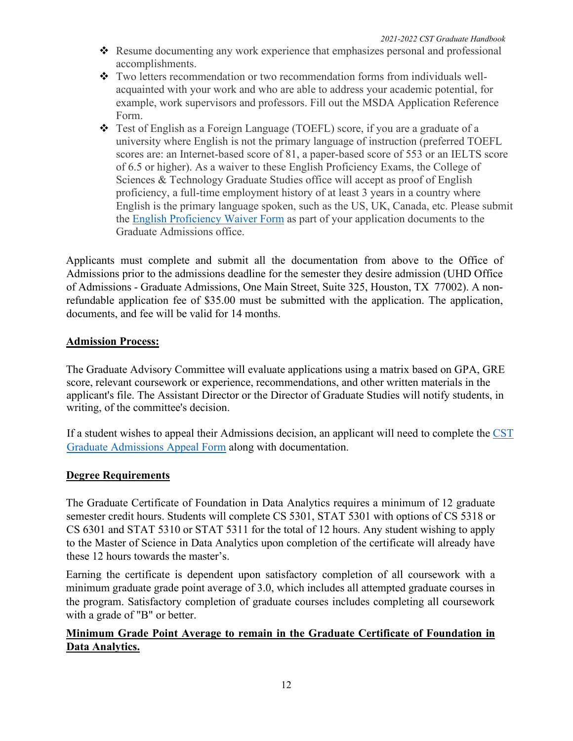- Resume documenting any work experience that emphasizes personal and professional accomplishments.
- Two letters recommendation or two recommendation forms from individuals well-acquainted with your work and who are able to address your academic potential, for example, work supervisors and professors. Fill out the MSDA Application Reference Form.
- Test of English as a Foreign Language (TOEFL) score, if you are a graduate of a university where English is not the primary language of instruction (preferred TOEFL scores are: an Internet-based score of 81, a paper-based score of 553 or an IELTS score of 6.5 or higher). As a waiver to these English Proficiency Exams, the College of Sciences & Technology Graduate Studies office will accept as proof of English proficiency, a full-time employment history of at least 3 years in a country where English is the primary language spoken, such as the US, UK, Canada, etc. Please submit the English Proficiency Waiver Form as part of your application documents to the Graduate Admissions office.

Applicants must complete and submit all the documentation from above to the Office of Admissions prior to the admissions deadline for the semester they desire admission (UHD Office of Admissions - Graduate Admissions, One Main Street, Suite 325, Houston, TX 77002). A non-refundable application fee of $35.00 must be submitted with the application. The application, documents, and fee will be valid for 14 months.

**Admission Process:**

The Graduate Advisory Committee will evaluate applications using a matrix based on GPA, GRE score, relevant coursework or experience, recommendations, and other written materials in the applicant's file. The Assistant Director or the Director of Graduate Studies will notify students, in writing, of the committee's decision.

If a student wishes to appeal their Admissions decision, an applicant will need to complete the CST Graduate Admissions Appeal Form along with documentation.

**Degree Requirements**

The Graduate Certificate of Foundation in Data Analytics requires a minimum of 12 graduate semester credit hours. Students will complete CS 5301, STAT 5301 with options of CS 5318 or CS 6301 and STAT 5310 or STAT 5311 for the total of 12 hours. Any student wishing to apply to the Master of Science in Data Analytics upon completion of the certificate will already have these 12 hours towards the master's.

Earning the certificate is dependent upon satisfactory completion of all coursework with a minimum graduate grade point average of 3.0, which includes all attempted graduate courses in the program. Satisfactory completion of graduate courses includes completing all coursework with a grade of "B" or better.

**Minimum Grade Point Average to remain in the Graduate Certificate of Foundation in Data Analytics.**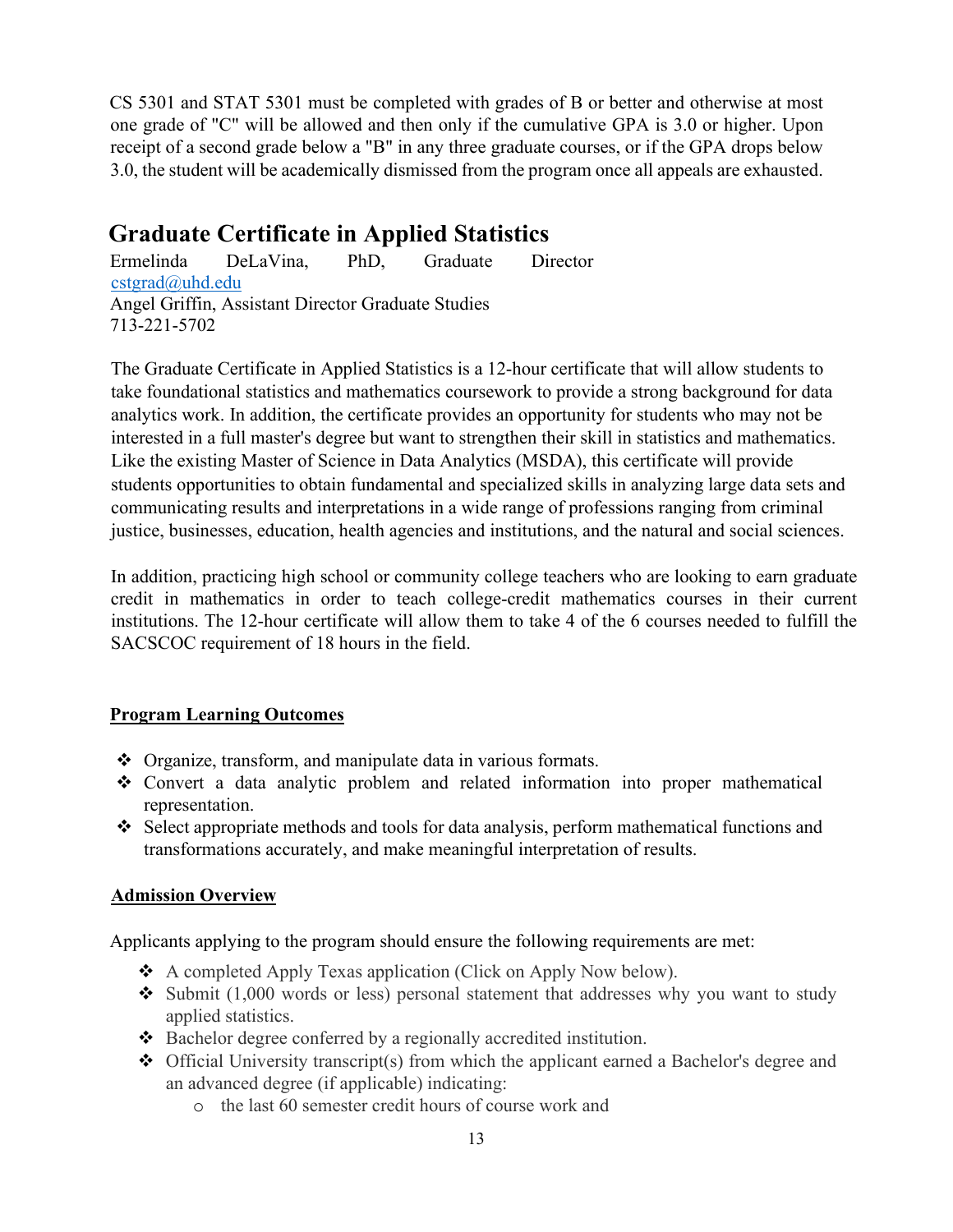CS 5301 and STAT 5301 must be completed with grades of B or better and otherwise at most one grade of "C" will be allowed and then only if the cumulative GPA is 3.0 or higher. Upon receipt of a second grade below a "B" in any three graduate courses, or if the GPA drops below 3.0, the student will be academically dismissed from the program once all appeals are exhausted.

## Graduate Certificate in Applied Statistics

Ermelinda DeLaVina, PhD, Graduate Director
cstgrad@uhd.edu
Angel Griffin, Assistant Director Graduate Studies
713-221-5702

The Graduate Certificate in Applied Statistics is a 12-hour certificate that will allow students to take foundational statistics and mathematics coursework to provide a strong background for data analytics work. In addition, the certificate provides an opportunity for students who may not be interested in a full master's degree but want to strengthen their skill in statistics and mathematics. Like the existing Master of Science in Data Analytics (MSDA), this certificate will provide students opportunities to obtain fundamental and specialized skills in analyzing large data sets and communicating results and interpretations in a wide range of professions ranging from criminal justice, businesses, education, health agencies and institutions, and the natural and social sciences.

In addition, practicing high school or community college teachers who are looking to earn graduate credit in mathematics in order to teach college-credit mathematics courses in their current institutions. The 12-hour certificate will allow them to take 4 of the 6 courses needed to fulfill the SACSCOC requirement of 18 hours in the field.

**Program Learning Outcomes**

- Organize, transform, and manipulate data in various formats.
- Convert a data analytic problem and related information into proper mathematical representation.
- Select appropriate methods and tools for data analysis, perform mathematical functions and transformations accurately, and make meaningful interpretation of results.

**Admission Overview**

Applicants applying to the program should ensure the following requirements are met:

- A completed Apply Texas application (Click on Apply Now below).
- Submit (1,000 words or less) personal statement that addresses why you want to study applied statistics.
- Bachelor degree conferred by a regionally accredited institution.
- Official University transcript(s) from which the applicant earned a Bachelor's degree and an advanced degree (if applicable) indicating:
  - the last 60 semester credit hours of course work and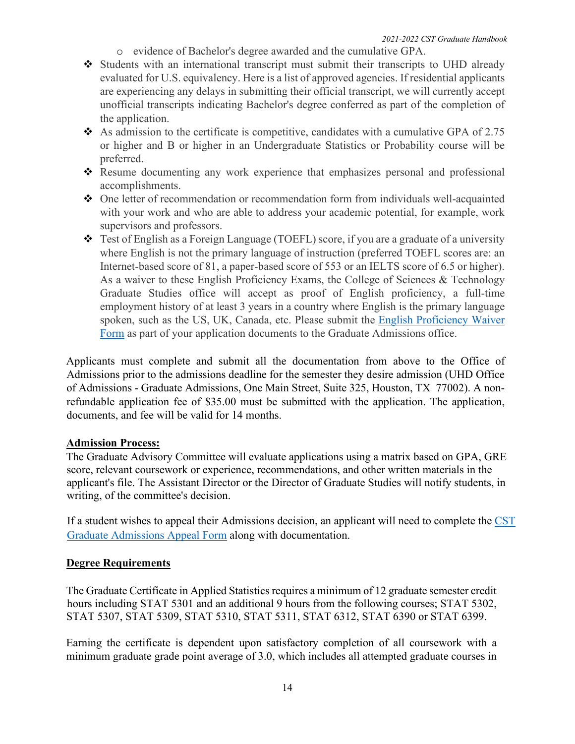- evidence of Bachelor's degree awarded and the cumulative GPA.

- Students with an international transcript must submit their transcripts to UHD already evaluated for U.S. equivalency. Here is a list of approved agencies. If residential applicants are experiencing any delays in submitting their official transcript, we will currently accept unofficial transcripts indicating Bachelor's degree conferred as part of the completion of the application.
- As admission to the certificate is competitive, candidates with a cumulative GPA of 2.75 or higher and B or higher in an Undergraduate Statistics or Probability course will be preferred.
- Resume documenting any work experience that emphasizes personal and professional accomplishments.
- One letter of recommendation or recommendation form from individuals well-acquainted with your work and who are able to address your academic potential, for example, work supervisors and professors.
- Test of English as a Foreign Language (TOEFL) score, if you are a graduate of a university where English is not the primary language of instruction (preferred TOEFL scores are: an Internet-based score of 81, a paper-based score of 553 or an IELTS score of 6.5 or higher). As a waiver to these English Proficiency Exams, the College of Sciences & Technology Graduate Studies office will accept as proof of English proficiency, a full-time employment history of at least 3 years in a country where English is the primary language spoken, such as the US, UK, Canada, etc. Please submit the English Proficiency Waiver Form as part of your application documents to the Graduate Admissions office.

Applicants must complete and submit all the documentation from above to the Office of Admissions prior to the admissions deadline for the semester they desire admission (UHD Office of Admissions - Graduate Admissions, One Main Street, Suite 325, Houston, TX 77002). A non-refundable application fee of $35.00 must be submitted with the application. The application, documents, and fee will be valid for 14 months.

**Admission Process:**

The Graduate Advisory Committee will evaluate applications using a matrix based on GPA, GRE score, relevant coursework or experience, recommendations, and other written materials in the applicant's file. The Assistant Director or the Director of Graduate Studies will notify students, in writing, of the committee's decision.

If a student wishes to appeal their Admissions decision, an applicant will need to complete the CST Graduate Admissions Appeal Form along with documentation.

**Degree Requirements**

The Graduate Certificate in Applied Statistics requires a minimum of 12 graduate semester credit hours including STAT 5301 and an additional 9 hours from the following courses; STAT 5302, STAT 5307, STAT 5309, STAT 5310, STAT 5311, STAT 6312, STAT 6390 or STAT 6399.

Earning the certificate is dependent upon satisfactory completion of all coursework with a minimum graduate grade point average of 3.0, which includes all attempted graduate courses in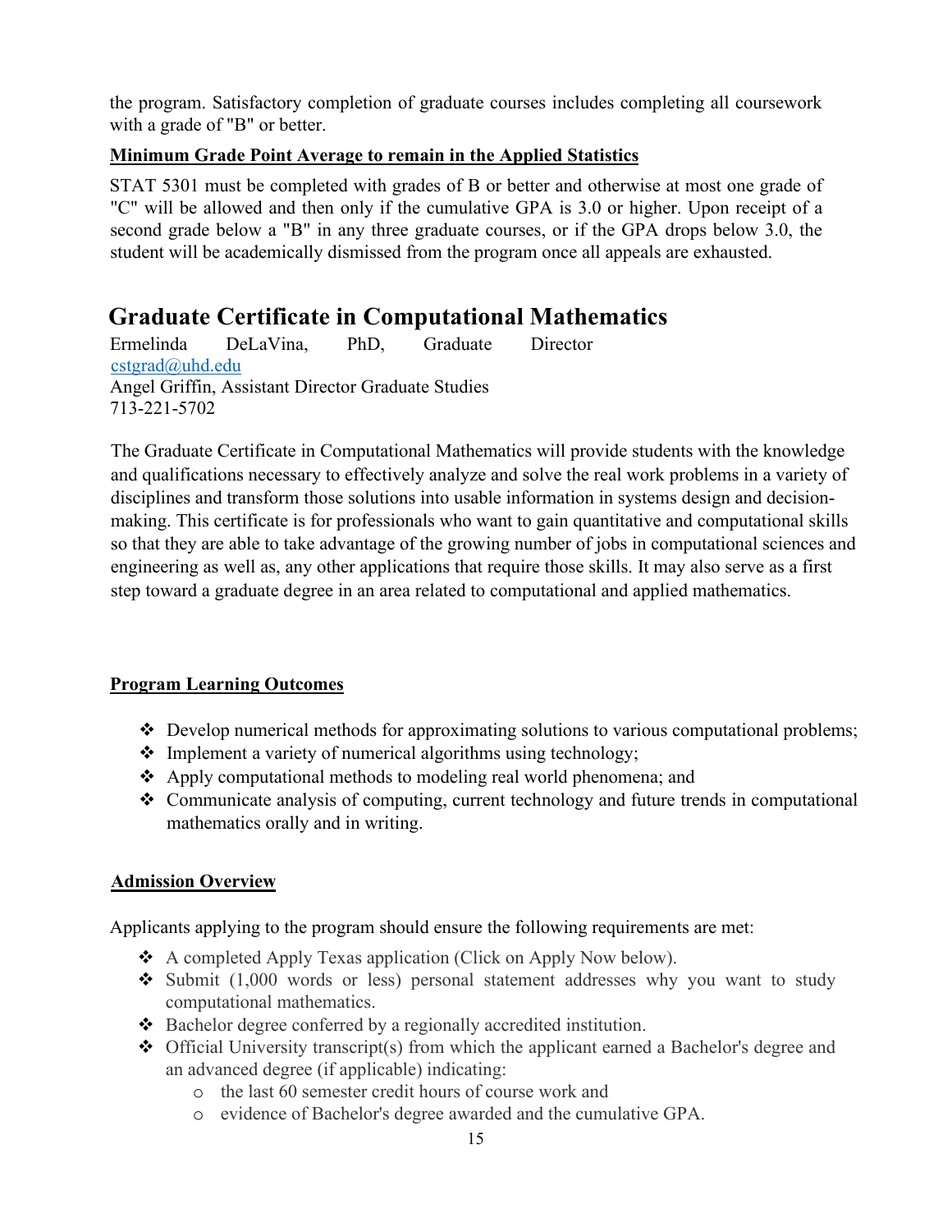the program. Satisfactory completion of graduate courses includes completing all coursework with a grade of "B" or better.

**Minimum Grade Point Average to remain in the Applied Statistics**

STAT 5301 must be completed with grades of B or better and otherwise at most one grade of "C" will be allowed and then only if the cumulative GPA is 3.0 or higher. Upon receipt of a second grade below a "B" in any three graduate courses, or if the GPA drops below 3.0, the student will be academically dismissed from the program once all appeals are exhausted.

# Graduate Certificate in Computational Mathematics

Ermelinda DeLaVina, PhD, Graduate Director
cstgrad@uhd.edu
Angel Griffin, Assistant Director Graduate Studies
713-221-5702

The Graduate Certificate in Computational Mathematics will provide students with the knowledge and qualifications necessary to effectively analyze and solve the real work problems in a variety of disciplines and transform those solutions into usable information in systems design and decision-making. This certificate is for professionals who want to gain quantitative and computational skills so that they are able to take advantage of the growing number of jobs in computational sciences and engineering as well as, any other applications that require those skills. It may also serve as a first step toward a graduate degree in an area related to computational and applied mathematics.

**Program Learning Outcomes**

- Develop numerical methods for approximating solutions to various computational problems;
- Implement a variety of numerical algorithms using technology;
- Apply computational methods to modeling real world phenomena; and
- Communicate analysis of computing, current technology and future trends in computational mathematics orally and in writing.

**Admission Overview**

Applicants applying to the program should ensure the following requirements are met:

- A completed Apply Texas application (Click on Apply Now below).
- Submit (1,000 words or less) personal statement addresses why you want to study computational mathematics.
- Bachelor degree conferred by a regionally accredited institution.
- Official University transcript(s) from which the applicant earned a Bachelor's degree and an advanced degree (if applicable) indicating:
  - the last 60 semester credit hours of course work and
  - evidence of Bachelor's degree awarded and the cumulative GPA.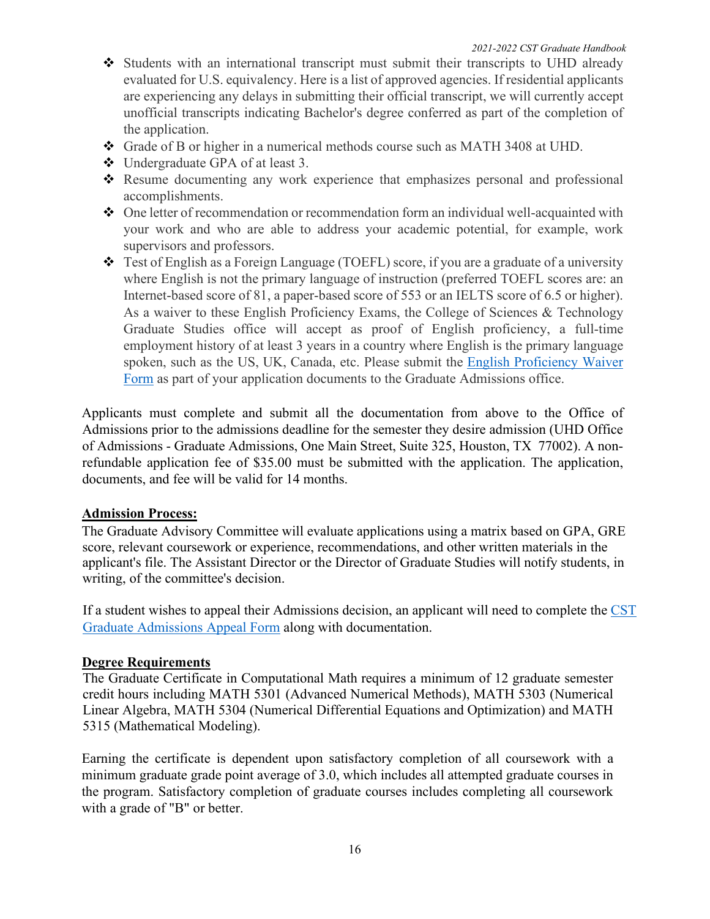- Students with an international transcript must submit their transcripts to UHD already evaluated for U.S. equivalency. Here is a list of approved agencies. If residential applicants are experiencing any delays in submitting their official transcript, we will currently accept unofficial transcripts indicating Bachelor's degree conferred as part of the completion of the application.
- Grade of B or higher in a numerical methods course such as MATH 3408 at UHD.
- Undergraduate GPA of at least 3.
- Resume documenting any work experience that emphasizes personal and professional accomplishments.
- One letter of recommendation or recommendation form an individual well-acquainted with your work and who are able to address your academic potential, for example, work supervisors and professors.
- Test of English as a Foreign Language (TOEFL) score, if you are a graduate of a university where English is not the primary language of instruction (preferred TOEFL scores are: an Internet-based score of 81, a paper-based score of 553 or an IELTS score of 6.5 or higher). As a waiver to these English Proficiency Exams, the College of Sciences & Technology Graduate Studies office will accept as proof of English proficiency, a full-time employment history of at least 3 years in a country where English is the primary language spoken, such as the US, UK, Canada, etc. Please submit the English Proficiency Waiver Form as part of your application documents to the Graduate Admissions office.

Applicants must complete and submit all the documentation from above to the Office of Admissions prior to the admissions deadline for the semester they desire admission (UHD Office of Admissions - Graduate Admissions, One Main Street, Suite 325, Houston, TX 77002). A non-refundable application fee of $35.00 must be submitted with the application. The application, documents, and fee will be valid for 14 months.

**Admission Process:**

The Graduate Advisory Committee will evaluate applications using a matrix based on GPA, GRE score, relevant coursework or experience, recommendations, and other written materials in the applicant's file. The Assistant Director or the Director of Graduate Studies will notify students, in writing, of the committee's decision.

If a student wishes to appeal their Admissions decision, an applicant will need to complete the CST Graduate Admissions Appeal Form along with documentation.

**Degree Requirements**

The Graduate Certificate in Computational Math requires a minimum of 12 graduate semester credit hours including MATH 5301 (Advanced Numerical Methods), MATH 5303 (Numerical Linear Algebra, MATH 5304 (Numerical Differential Equations and Optimization) and MATH 5315 (Mathematical Modeling).

Earning the certificate is dependent upon satisfactory completion of all coursework with a minimum graduate grade point average of 3.0, which includes all attempted graduate courses in the program. Satisfactory completion of graduate courses includes completing all coursework with a grade of "B" or better.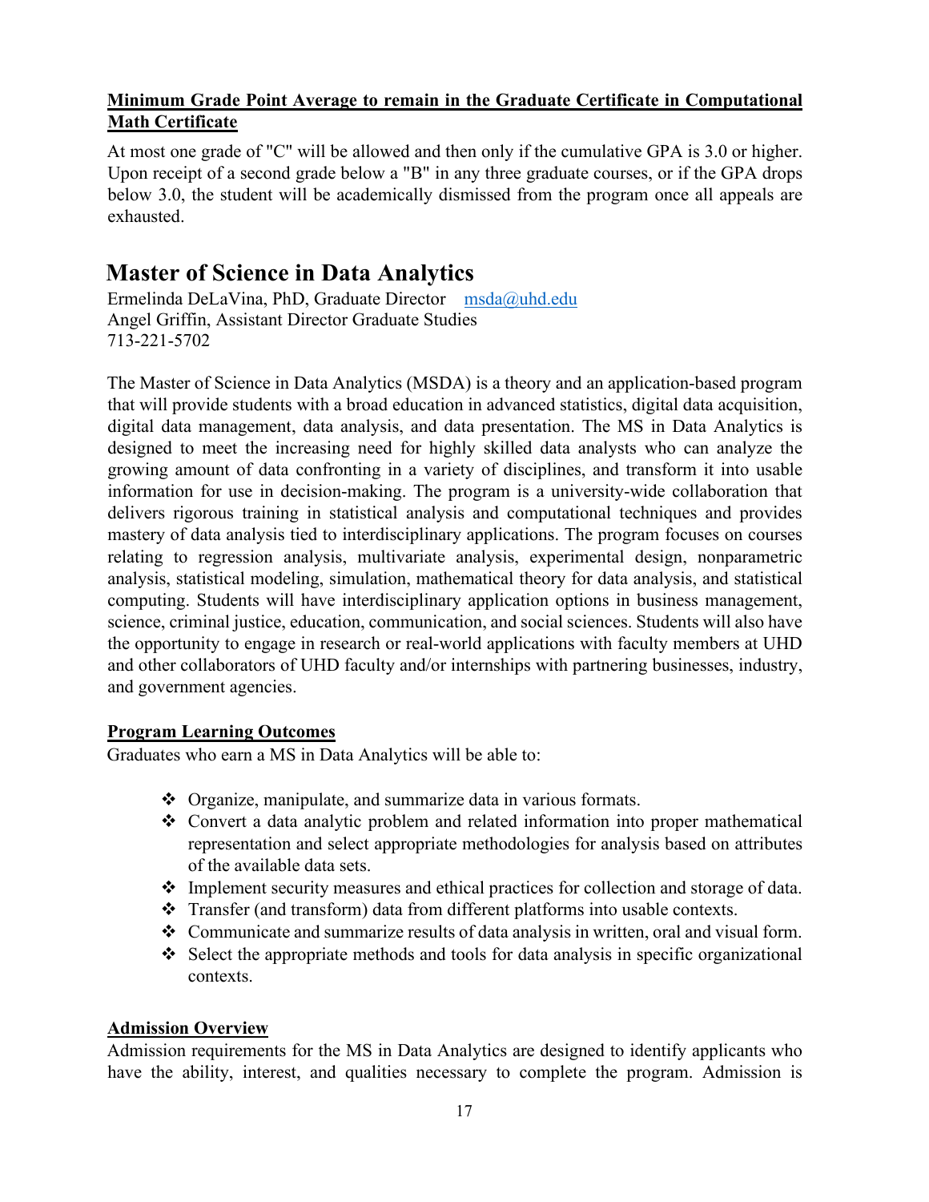**Minimum Grade Point Average to remain in the Graduate Certificate in Computational Math Certificate**

At most one grade of "C" will be allowed and then only if the cumulative GPA is 3.0 or higher. Upon receipt of a second grade below a "B" in any three graduate courses, or if the GPA drops below 3.0, the student will be academically dismissed from the program once all appeals are exhausted.

# Master of Science in Data Analytics

Ermelinda DeLaVina, PhD, Graduate Director    msda@uhd.edu
Angel Griffin, Assistant Director Graduate Studies
713-221-5702

The Master of Science in Data Analytics (MSDA) is a theory and an application-based program that will provide students with a broad education in advanced statistics, digital data acquisition, digital data management, data analysis, and data presentation. The MS in Data Analytics is designed to meet the increasing need for highly skilled data analysts who can analyze the growing amount of data confronting in a variety of disciplines, and transform it into usable information for use in decision-making. The program is a university-wide collaboration that delivers rigorous training in statistical analysis and computational techniques and provides mastery of data analysis tied to interdisciplinary applications. The program focuses on courses relating to regression analysis, multivariate analysis, experimental design, nonparametric analysis, statistical modeling, simulation, mathematical theory for data analysis, and statistical computing. Students will have interdisciplinary application options in business management, science, criminal justice, education, communication, and social sciences. Students will also have the opportunity to engage in research or real-world applications with faculty members at UHD and other collaborators of UHD faculty and/or internships with partnering businesses, industry, and government agencies.

**Program Learning Outcomes**

Graduates who earn a MS in Data Analytics will be able to:

- Organize, manipulate, and summarize data in various formats.
- Convert a data analytic problem and related information into proper mathematical representation and select appropriate methodologies for analysis based on attributes of the available data sets.
- Implement security measures and ethical practices for collection and storage of data.
- Transfer (and transform) data from different platforms into usable contexts.
- Communicate and summarize results of data analysis in written, oral and visual form.
- Select the appropriate methods and tools for data analysis in specific organizational contexts.

**Admission Overview**

Admission requirements for the MS in Data Analytics are designed to identify applicants who have the ability, interest, and qualities necessary to complete the program. Admission is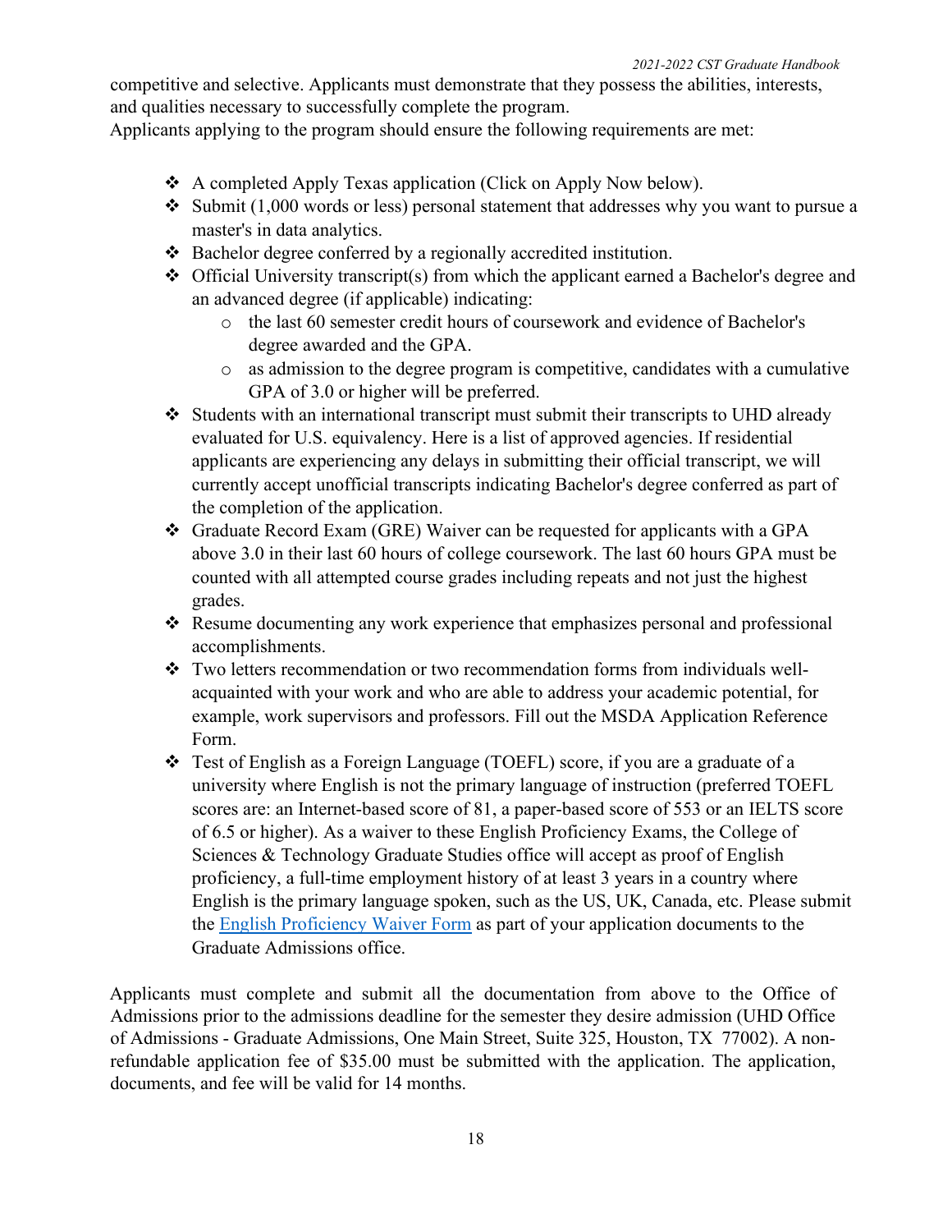competitive and selective. Applicants must demonstrate that they possess the abilities, interests, and qualities necessary to successfully complete the program.

Applicants applying to the program should ensure the following requirements are met:

- A completed Apply Texas application (Click on Apply Now below).
- Submit (1,000 words or less) personal statement that addresses why you want to pursue a master's in data analytics.
- Bachelor degree conferred by a regionally accredited institution.
- Official University transcript(s) from which the applicant earned a Bachelor's degree and an advanced degree (if applicable) indicating:
  - the last 60 semester credit hours of coursework and evidence of Bachelor's degree awarded and the GPA.
  - as admission to the degree program is competitive, candidates with a cumulative GPA of 3.0 or higher will be preferred.
- Students with an international transcript must submit their transcripts to UHD already evaluated for U.S. equivalency. Here is a list of approved agencies. If residential applicants are experiencing any delays in submitting their official transcript, we will currently accept unofficial transcripts indicating Bachelor's degree conferred as part of the completion of the application.
- Graduate Record Exam (GRE) Waiver can be requested for applicants with a GPA above 3.0 in their last 60 hours of college coursework. The last 60 hours GPA must be counted with all attempted course grades including repeats and not just the highest grades.
- Resume documenting any work experience that emphasizes personal and professional accomplishments.
- Two letters recommendation or two recommendation forms from individuals well-acquainted with your work and who are able to address your academic potential, for example, work supervisors and professors. Fill out the MSDA Application Reference Form.
- Test of English as a Foreign Language (TOEFL) score, if you are a graduate of a university where English is not the primary language of instruction (preferred TOEFL scores are: an Internet-based score of 81, a paper-based score of 553 or an IELTS score of 6.5 or higher). As a waiver to these English Proficiency Exams, the College of Sciences & Technology Graduate Studies office will accept as proof of English proficiency, a full-time employment history of at least 3 years in a country where English is the primary language spoken, such as the US, UK, Canada, etc. Please submit the English Proficiency Waiver Form as part of your application documents to the Graduate Admissions office.

Applicants must complete and submit all the documentation from above to the Office of Admissions prior to the admissions deadline for the semester they desire admission (UHD Office of Admissions - Graduate Admissions, One Main Street, Suite 325, Houston, TX 77002). A non-refundable application fee of $35.00 must be submitted with the application. The application, documents, and fee will be valid for 14 months.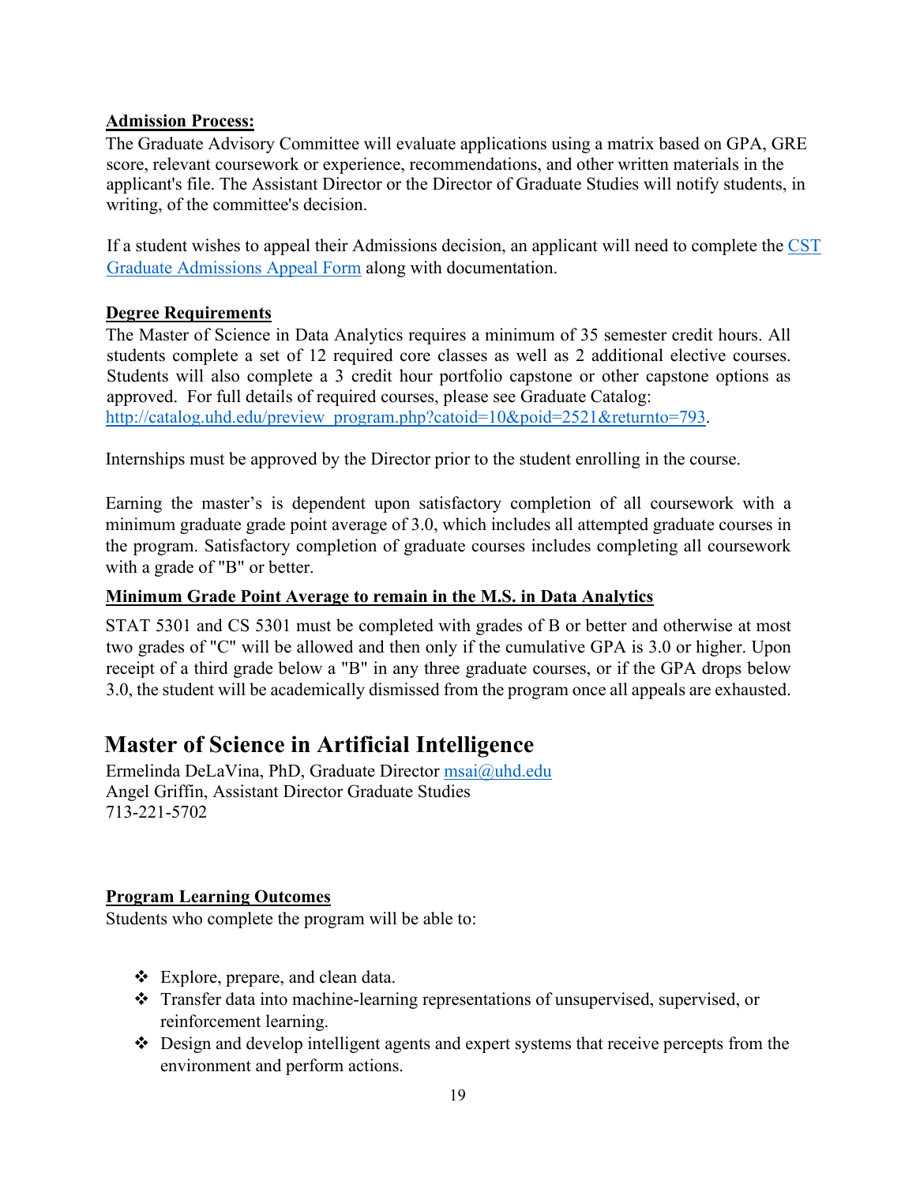**Admission Process:**

The Graduate Advisory Committee will evaluate applications using a matrix based on GPA, GRE score, relevant coursework or experience, recommendations, and other written materials in the applicant's file. The Assistant Director or the Director of Graduate Studies will notify students, in writing, of the committee's decision.

If a student wishes to appeal their Admissions decision, an applicant will need to complete the CST Graduate Admissions Appeal Form along with documentation.

**Degree Requirements**

The Master of Science in Data Analytics requires a minimum of 35 semester credit hours. All students complete a set of 12 required core classes as well as 2 additional elective courses. Students will also complete a 3 credit hour portfolio capstone or other capstone options as approved. For full details of required courses, please see Graduate Catalog: http://catalog.uhd.edu/preview_program.php?catoid=10&poid=2521&returnto=793.

Internships must be approved by the Director prior to the student enrolling in the course.

Earning the master's is dependent upon satisfactory completion of all coursework with a minimum graduate grade point average of 3.0, which includes all attempted graduate courses in the program. Satisfactory completion of graduate courses includes completing all coursework with a grade of "B" or better.

**Minimum Grade Point Average to remain in the M.S. in Data Analytics**

STAT 5301 and CS 5301 must be completed with grades of B or better and otherwise at most two grades of "C" will be allowed and then only if the cumulative GPA is 3.0 or higher. Upon receipt of a third grade below a "B" in any three graduate courses, or if the GPA drops below 3.0, the student will be academically dismissed from the program once all appeals are exhausted.

# Master of Science in Artificial Intelligence

Ermelinda DeLaVina, PhD, Graduate Director msai@uhd.edu
Angel Griffin, Assistant Director Graduate Studies
713-221-5702

**Program Learning Outcomes**

Students who complete the program will be able to:

- Explore, prepare, and clean data.
- Transfer data into machine-learning representations of unsupervised, supervised, or reinforcement learning.
- Design and develop intelligent agents and expert systems that receive percepts from the environment and perform actions.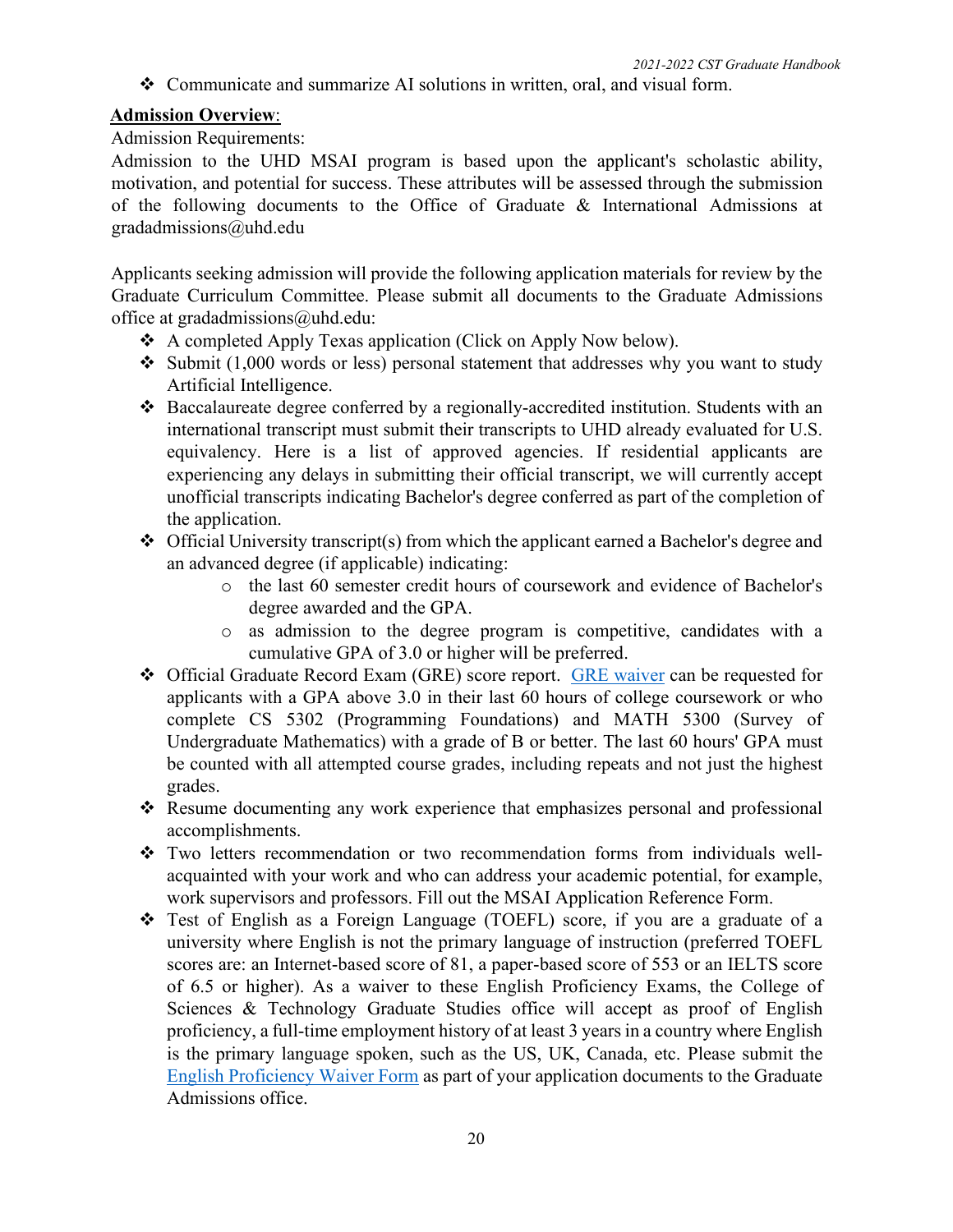- Communicate and summarize AI solutions in written, oral, and visual form.

**Admission Overview**:

Admission Requirements:

Admission to the UHD MSAI program is based upon the applicant's scholastic ability, motivation, and potential for success. These attributes will be assessed through the submission of the following documents to the Office of Graduate & International Admissions at gradadmissions@uhd.edu

Applicants seeking admission will provide the following application materials for review by the Graduate Curriculum Committee. Please submit all documents to the Graduate Admissions office at gradadmissions@uhd.edu:

- A completed Apply Texas application (Click on Apply Now below).
- Submit (1,000 words or less) personal statement that addresses why you want to study Artificial Intelligence.
- Baccalaureate degree conferred by a regionally-accredited institution. Students with an international transcript must submit their transcripts to UHD already evaluated for U.S. equivalency. Here is a list of approved agencies. If residential applicants are experiencing any delays in submitting their official transcript, we will currently accept unofficial transcripts indicating Bachelor's degree conferred as part of the completion of the application.
- Official University transcript(s) from which the applicant earned a Bachelor's degree and an advanced degree (if applicable) indicating:
    - the last 60 semester credit hours of coursework and evidence of Bachelor's degree awarded and the GPA.
    - as admission to the degree program is competitive, candidates with a cumulative GPA of 3.0 or higher will be preferred.
- Official Graduate Record Exam (GRE) score report. GRE waiver can be requested for applicants with a GPA above 3.0 in their last 60 hours of college coursework or who complete CS 5302 (Programming Foundations) and MATH 5300 (Survey of Undergraduate Mathematics) with a grade of B or better. The last 60 hours' GPA must be counted with all attempted course grades, including repeats and not just the highest grades.
- Resume documenting any work experience that emphasizes personal and professional accomplishments.
- Two letters recommendation or two recommendation forms from individuals well-acquainted with your work and who can address your academic potential, for example, work supervisors and professors. Fill out the MSAI Application Reference Form.
- Test of English as a Foreign Language (TOEFL) score, if you are a graduate of a university where English is not the primary language of instruction (preferred TOEFL scores are: an Internet-based score of 81, a paper-based score of 553 or an IELTS score of 6.5 or higher). As a waiver to these English Proficiency Exams, the College of Sciences & Technology Graduate Studies office will accept as proof of English proficiency, a full-time employment history of at least 3 years in a country where English is the primary language spoken, such as the US, UK, Canada, etc. Please submit the English Proficiency Waiver Form as part of your application documents to the Graduate Admissions office.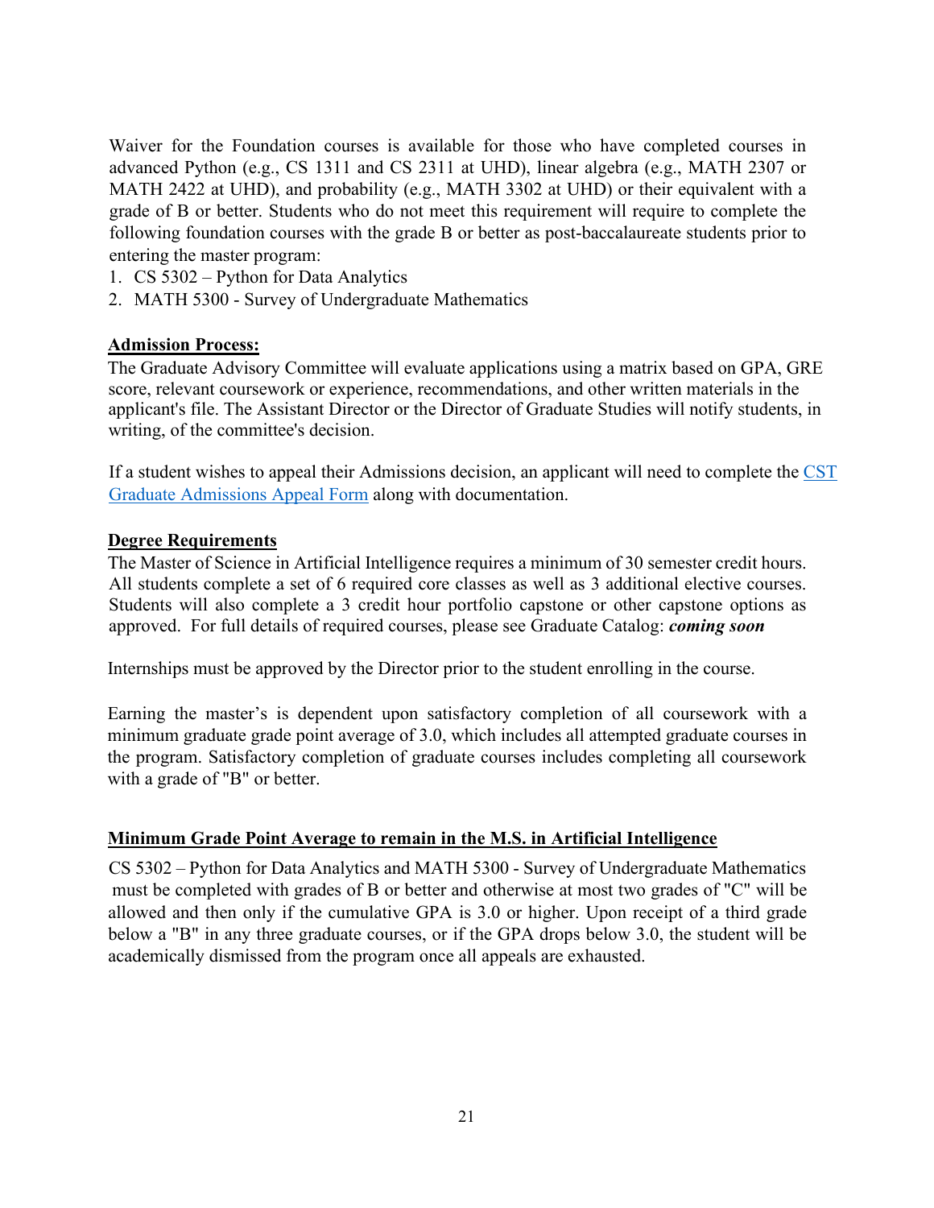Waiver for the Foundation courses is available for those who have completed courses in advanced Python (e.g., CS 1311 and CS 2311 at UHD), linear algebra (e.g., MATH 2307 or MATH 2422 at UHD), and probability (e.g., MATH 3302 at UHD) or their equivalent with a grade of B or better. Students who do not meet this requirement will require to complete the following foundation courses with the grade B or better as post-baccalaureate students prior to entering the master program:

1. CS 5302 – Python for Data Analytics
2. MATH 5300 - Survey of Undergraduate Mathematics

## Admission Process:

The Graduate Advisory Committee will evaluate applications using a matrix based on GPA, GRE score, relevant coursework or experience, recommendations, and other written materials in the applicant's file. The Assistant Director or the Director of Graduate Studies will notify students, in writing, of the committee's decision.

If a student wishes to appeal their Admissions decision, an applicant will need to complete the CST Graduate Admissions Appeal Form along with documentation.

## Degree Requirements

The Master of Science in Artificial Intelligence requires a minimum of 30 semester credit hours. All students complete a set of 6 required core classes as well as 3 additional elective courses. Students will also complete a 3 credit hour portfolio capstone or other capstone options as approved. For full details of required courses, please see Graduate Catalog: ***coming soon***

Internships must be approved by the Director prior to the student enrolling in the course.

Earning the master's is dependent upon satisfactory completion of all coursework with a minimum graduate grade point average of 3.0, which includes all attempted graduate courses in the program. Satisfactory completion of graduate courses includes completing all coursework with a grade of "B" or better.

## Minimum Grade Point Average to remain in the M.S. in Artificial Intelligence

CS 5302 – Python for Data Analytics and MATH 5300 - Survey of Undergraduate Mathematics must be completed with grades of B or better and otherwise at most two grades of "C" will be allowed and then only if the cumulative GPA is 3.0 or higher. Upon receipt of a third grade below a "B" in any three graduate courses, or if the GPA drops below 3.0, the student will be academically dismissed from the program once all appeals are exhausted.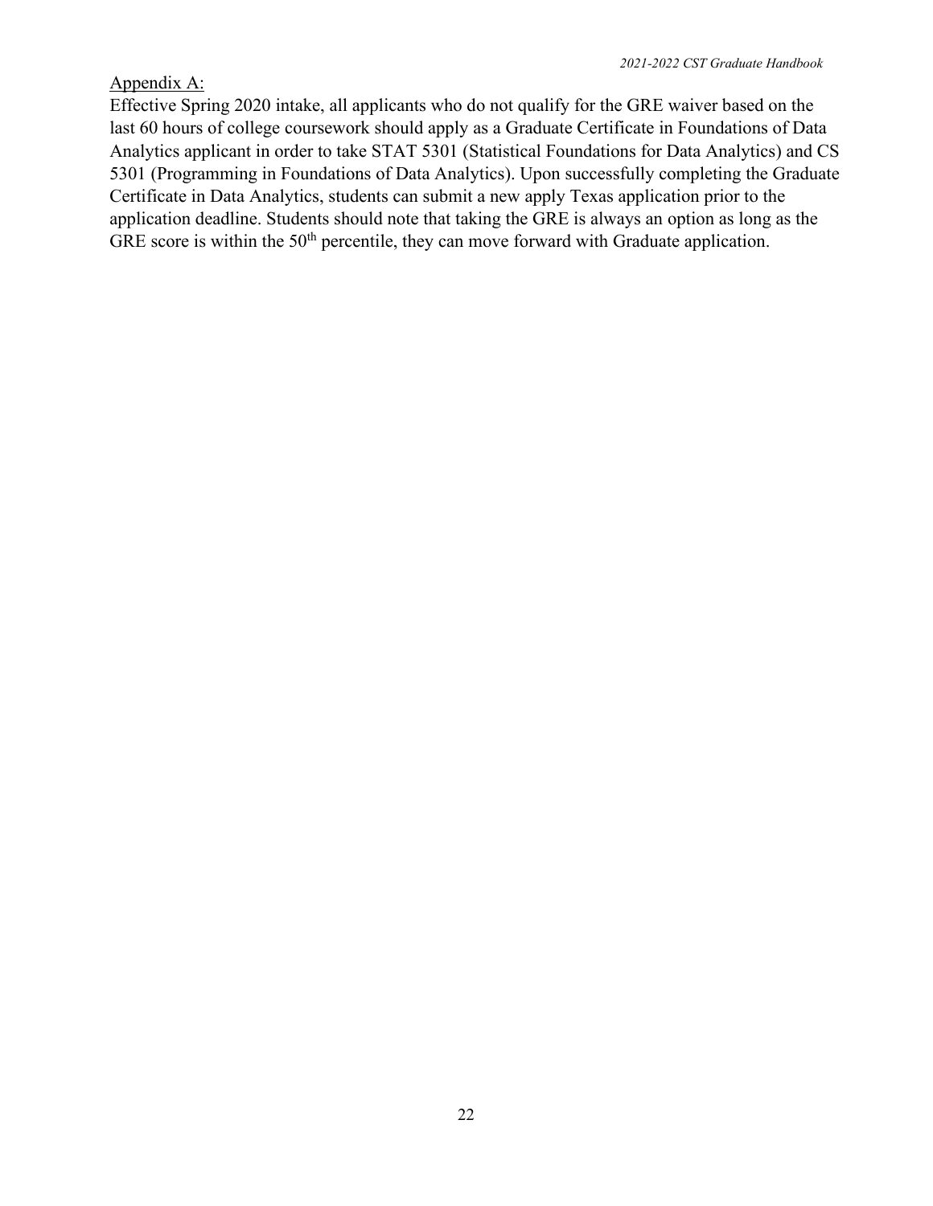Appendix A:

Effective Spring 2020 intake, all applicants who do not qualify for the GRE waiver based on the last 60 hours of college coursework should apply as a Graduate Certificate in Foundations of Data Analytics applicant in order to take STAT 5301 (Statistical Foundations for Data Analytics) and CS 5301 (Programming in Foundations of Data Analytics). Upon successfully completing the Graduate Certificate in Data Analytics, students can submit a new apply Texas application prior to the application deadline. Students should note that taking the GRE is always an option as long as the GRE score is within the 50th percentile, they can move forward with Graduate application.